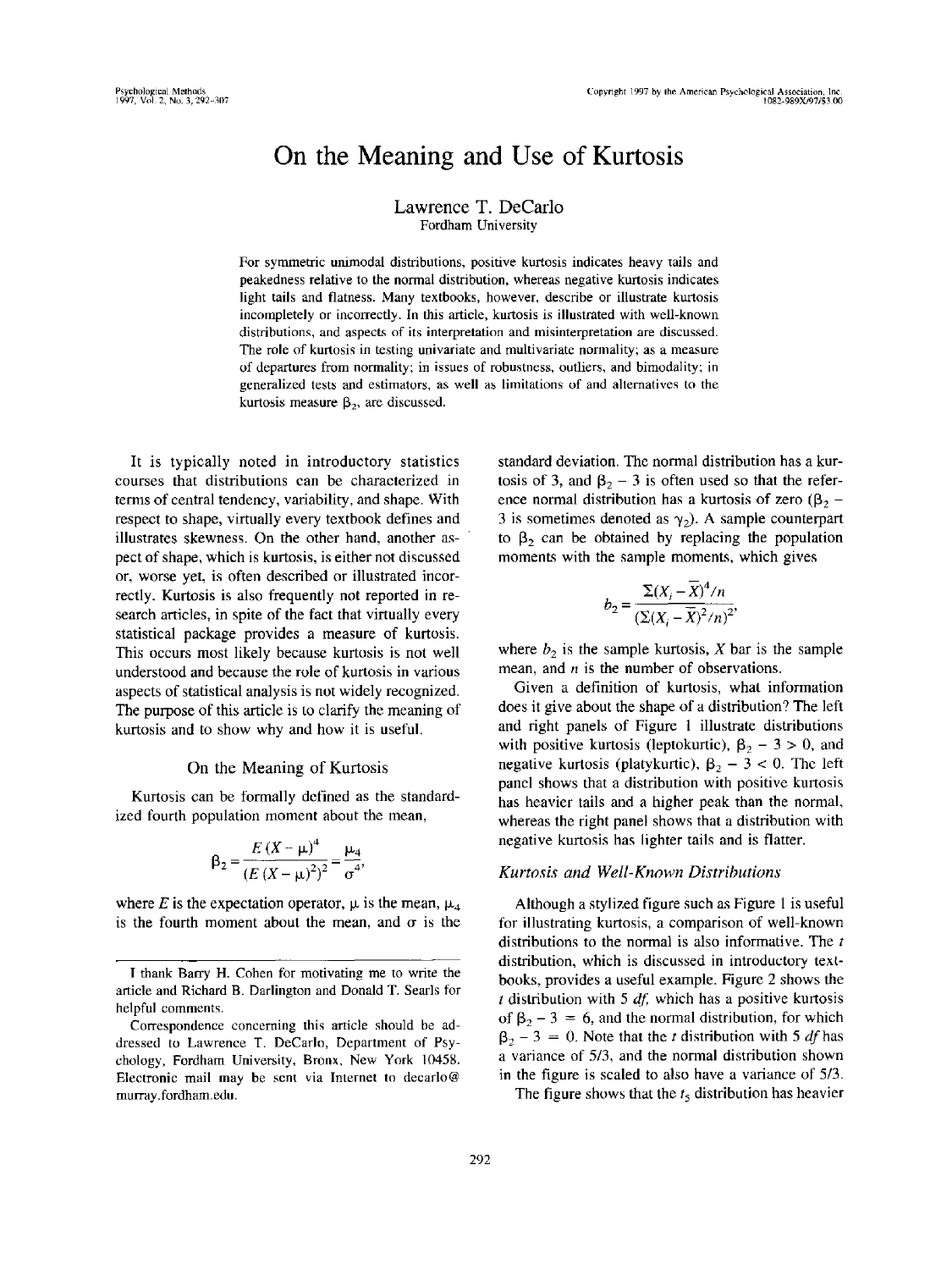# On the Meaning and Use of Kurtosis

Lawrence T. DeCarlo
Fordham University

For symmetric unimodal distributions, positive kurtosis indicates heavy tails and peakedness relative to the normal distribution, whereas negative kurtosis indicates light tails and flatness. Many textbooks, however, describe or illustrate kurtosis incompletely or incorrectly. In this article, kurtosis is illustrated with well-known distributions, and aspects of its interpretation and misinterpretation are discussed. The role of kurtosis in testing univariate and multivariate normality; as a measure of departures from normality; in issues of robustness, outliers, and bimodality; in generalized tests and estimators, as well as limitations of and alternatives to the kurtosis measure $\beta_2$, are discussed.

It is typically noted in introductory statistics courses that distributions can be characterized in terms of central tendency, variability, and shape. With respect to shape, virtually every textbook defines and illustrates skewness. On the other hand, another aspect of shape, which is kurtosis, is either not discussed or, worse yet, is often described or illustrated incorrectly. Kurtosis is also frequently not reported in research articles, in spite of the fact that virtually every statistical package provides a measure of kurtosis. This occurs most likely because kurtosis is not well understood and because the role of kurtosis in various aspects of statistical analysis is not widely recognized. The purpose of this article is to clarify the meaning of kurtosis and to show why and how it is useful.

## On the Meaning of Kurtosis

Kurtosis can be formally defined as the standardized fourth population moment about the mean,

$$\beta_2 = \frac{E\,(X-\mu)^4}{(E\,(X-\mu)^2)^2} = \frac{\mu_4}{\sigma^4},$$

where $E$ is the expectation operator, $\mu$ is the mean, $\mu_4$ is the fourth moment about the mean, and $\sigma$ is the standard deviation. The normal distribution has a kurtosis of 3, and $\beta_2 - 3$ is often used so that the reference normal distribution has a kurtosis of zero ($\beta_2 - 3$ is sometimes denoted as $\gamma_2$). A sample counterpart to $\beta_2$ can be obtained by replacing the population moments with the sample moments, which gives

$$b_2 = \frac{\Sigma(X_i - \overline{X})^4/n}{(\Sigma(X_i - \overline{X})^2/n)^2},$$

where $b_2$ is the sample kurtosis, $X$ bar is the sample mean, and $n$ is the number of observations.

Given a definition of kurtosis, what information does it give about the shape of a distribution? The left and right panels of Figure 1 illustrate distributions with positive kurtosis (leptokurtic), $\beta_2 - 3 > 0$, and negative kurtosis (platykurtic), $\beta_2 - 3 < 0$. The left panel shows that a distribution with positive kurtosis has heavier tails and a higher peak than the normal, whereas the right panel shows that a distribution with negative kurtosis has lighter tails and is flatter.

### *Kurtosis and Well-Known Distributions*

Although a stylized figure such as Figure 1 is useful for illustrating kurtosis, a comparison of well-known distributions to the normal is also informative. The $t$ distribution, which is discussed in introductory textbooks, provides a useful example. Figure 2 shows the $t$ distribution with 5 *df*, which has a positive kurtosis of $\beta_2 - 3 = 6$, and the normal distribution, for which $\beta_2 - 3 = 0$. Note that the $t$ distribution with 5 *df* has a variance of 5/3, and the normal distribution shown in the figure is scaled to also have a variance of 5/3.

The figure shows that the $t_5$ distribution has heavier

---

I thank Barry H. Cohen for motivating me to write the article and Richard B. Darlington and Donald T. Searls for helpful comments.

Correspondence concerning this article should be addressed to Lawrence T. DeCarlo, Department of Psychology, Fordham University, Bronx, New York 10458. Electronic mail may be sent via Internet to decarlo@murray.fordham.edu.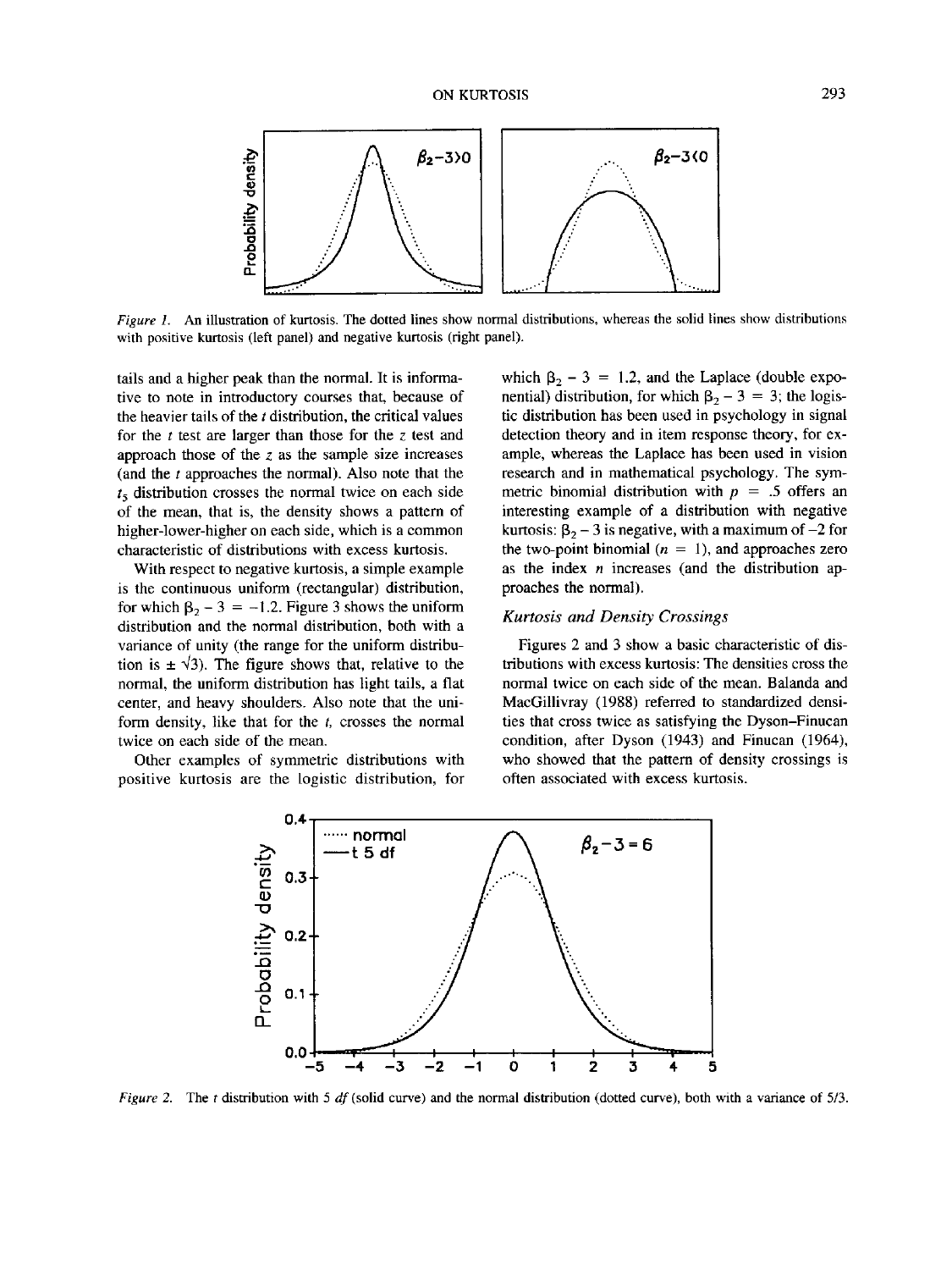Figure 1. An illustration of kurtosis. The dotted lines show normal distributions, whereas the solid lines show distributions with positive kurtosis (left panel) and negative kurtosis (right panel).

tails and a higher peak than the normal. It is informative to note in introductory courses that, because of the heavier tails of the $t$ distribution, the critical values for the $t$ test are larger than those for the $z$ test and approach those of the $z$ as the sample size increases (and the $t$ approaches the normal). Also note that the $t_5$ distribution crosses the normal twice on each side of the mean, that is, the density shows a pattern of higher-lower-higher on each side, which is a common characteristic of distributions with excess kurtosis.

With respect to negative kurtosis, a simple example is the continuous uniform (rectangular) distribution, for which $\beta_2 - 3 = -1.2$. Figure 3 shows the uniform distribution and the normal distribution, both with a variance of unity (the range for the uniform distribution is $\pm\sqrt{3}$). The figure shows that, relative to the normal, the uniform distribution has light tails, a flat center, and heavy shoulders. Also note that the uniform density, like that for the $t$, crosses the normal twice on each side of the mean.

Other examples of symmetric distributions with positive kurtosis are the logistic distribution, for which $\beta_2 - 3 = 1.2$, and the Laplace (double exponential) distribution, for which $\beta_2 - 3 = 3$; the logistic distribution has been used in psychology in signal detection theory and in item response theory, for example, whereas the Laplace has been used in vision research and in mathematical psychology. The symmetric binomial distribution with $p = .5$ offers an interesting example of a distribution with negative kurtosis: $\beta_2 - 3$ is negative, with a maximum of $-2$ for the two-point binomial ($n = 1$), and approaches zero as the index $n$ increases (and the distribution approaches the normal).

### *Kurtosis and Density Crossings*

Figures 2 and 3 show a basic characteristic of distributions with excess kurtosis: The densities cross the normal twice on each side of the mean. Balanda and MacGillivray (1988) referred to standardized densities that cross twice as satisfying the Dyson–Finucan condition, after Dyson (1943) and Finucan (1964), who showed that the pattern of density crossings is often associated with excess kurtosis.

Figure 2. The $t$ distribution with 5 $df$ (solid curve) and the normal distribution (dotted curve), both with a variance of 5/3.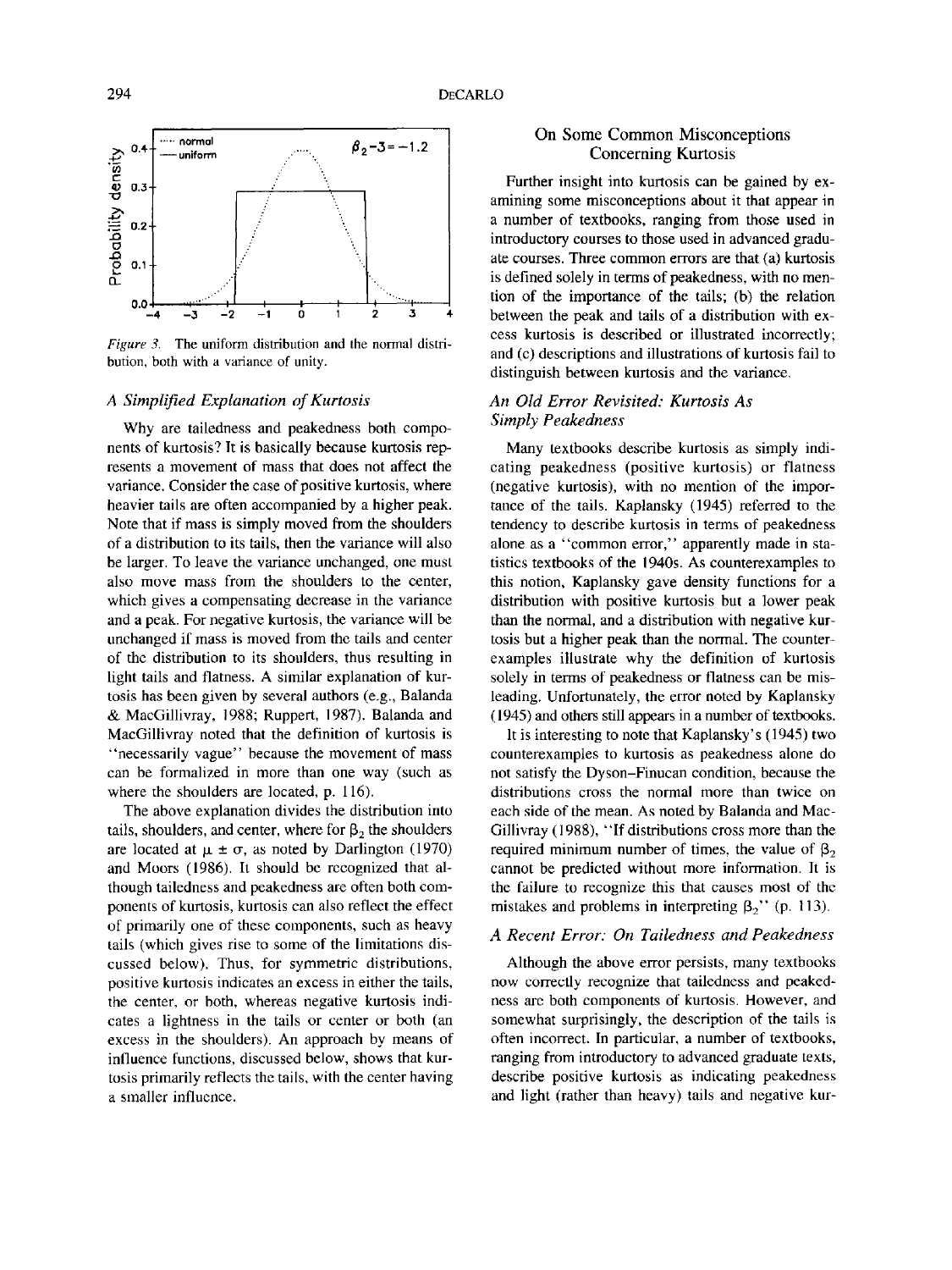normal

uniform

$\beta_2 - 3 = -1.2$

Probability density

0.4

0.3

0.2

0.1

0.0

−4 −3 −2 −1 0 1 2 3 4

*Figure 3.* The uniform distribution and the normal distribution, both with a variance of unity.

### *A Simplified Explanation of Kurtosis*

Why are tailedness and peakedness both components of kurtosis? It is basically because kurtosis represents a movement of mass that does not affect the variance. Consider the case of positive kurtosis, where heavier tails are often accompanied by a higher peak. Note that if mass is simply moved from the shoulders of a distribution to its tails, then the variance will also be larger. To leave the variance unchanged, one must also move mass from the shoulders to the center, which gives a compensating decrease in the variance and a peak. For negative kurtosis, the variance will be unchanged if mass is moved from the tails and center of the distribution to its shoulders, thus resulting in light tails and flatness. A similar explanation of kurtosis has been given by several authors (e.g., Balanda & MacGillivray, 1988; Ruppert, 1987). Balanda and MacGillivray noted that the definition of kurtosis is "necessarily vague" because the movement of mass can be formalized in more than one way (such as where the shoulders are located, p. 116).

The above explanation divides the distribution into tails, shoulders, and center, where for $\beta_2$ the shoulders are located at $\mu \pm \sigma$, as noted by Darlington (1970) and Moors (1986). It should be recognized that although tailedness and peakedness are often both components of kurtosis, kurtosis can also reflect the effect of primarily one of these components, such as heavy tails (which gives rise to some of the limitations discussed below). Thus, for symmetric distributions, positive kurtosis indicates an excess in either the tails, the center, or both, whereas negative kurtosis indicates a lightness in the tails or center or both (an excess in the shoulders). An approach by means of influence functions, discussed below, shows that kurtosis primarily reflects the tails, with the center having a smaller influence.

## On Some Common Misconceptions Concerning Kurtosis

Further insight into kurtosis can be gained by examining some misconceptions about it that appear in a number of textbooks, ranging from those used in introductory courses to those used in advanced graduate courses. Three common errors are that (a) kurtosis is defined solely in terms of peakedness, with no mention of the importance of the tails; (b) the relation between the peak and tails of a distribution with excess kurtosis is described or illustrated incorrectly; and (c) descriptions and illustrations of kurtosis fail to distinguish between kurtosis and the variance.

### *An Old Error Revisited: Kurtosis As Simply Peakedness*

Many textbooks describe kurtosis as simply indicating peakedness (positive kurtosis) or flatness (negative kurtosis), with no mention of the importance of the tails. Kaplansky (1945) referred to the tendency to describe kurtosis in terms of peakedness alone as a "common error," apparently made in statistics textbooks of the 1940s. As counterexamples to this notion, Kaplansky gave density functions for a distribution with positive kurtosis but a lower peak than the normal, and a distribution with negative kurtosis but a higher peak than the normal. The counterexamples illustrate why the definition of kurtosis solely in terms of peakedness or flatness can be misleading. Unfortunately, the error noted by Kaplansky (1945) and others still appears in a number of textbooks.

It is interesting to note that Kaplansky's (1945) two counterexamples to kurtosis as peakedness alone do not satisfy the Dyson–Finucan condition, because the distributions cross the normal more than twice on each side of the mean. As noted by Balanda and MacGillivray (1988), "If distributions cross more than the required minimum number of times, the value of $\beta_2$ cannot be predicted without more information. It is the failure to recognize this that causes most of the mistakes and problems in interpreting $\beta_2$" (p. 113).

### *A Recent Error: On Tailedness and Peakedness*

Although the above error persists, many textbooks now correctly recognize that tailedness and peakedness are both components of kurtosis. However, and somewhat surprisingly, the description of the tails is often incorrect. In particular, a number of textbooks, ranging from introductory to advanced graduate texts, describe positive kurtosis as indicating peakedness and light (rather than heavy) tails and negative kur-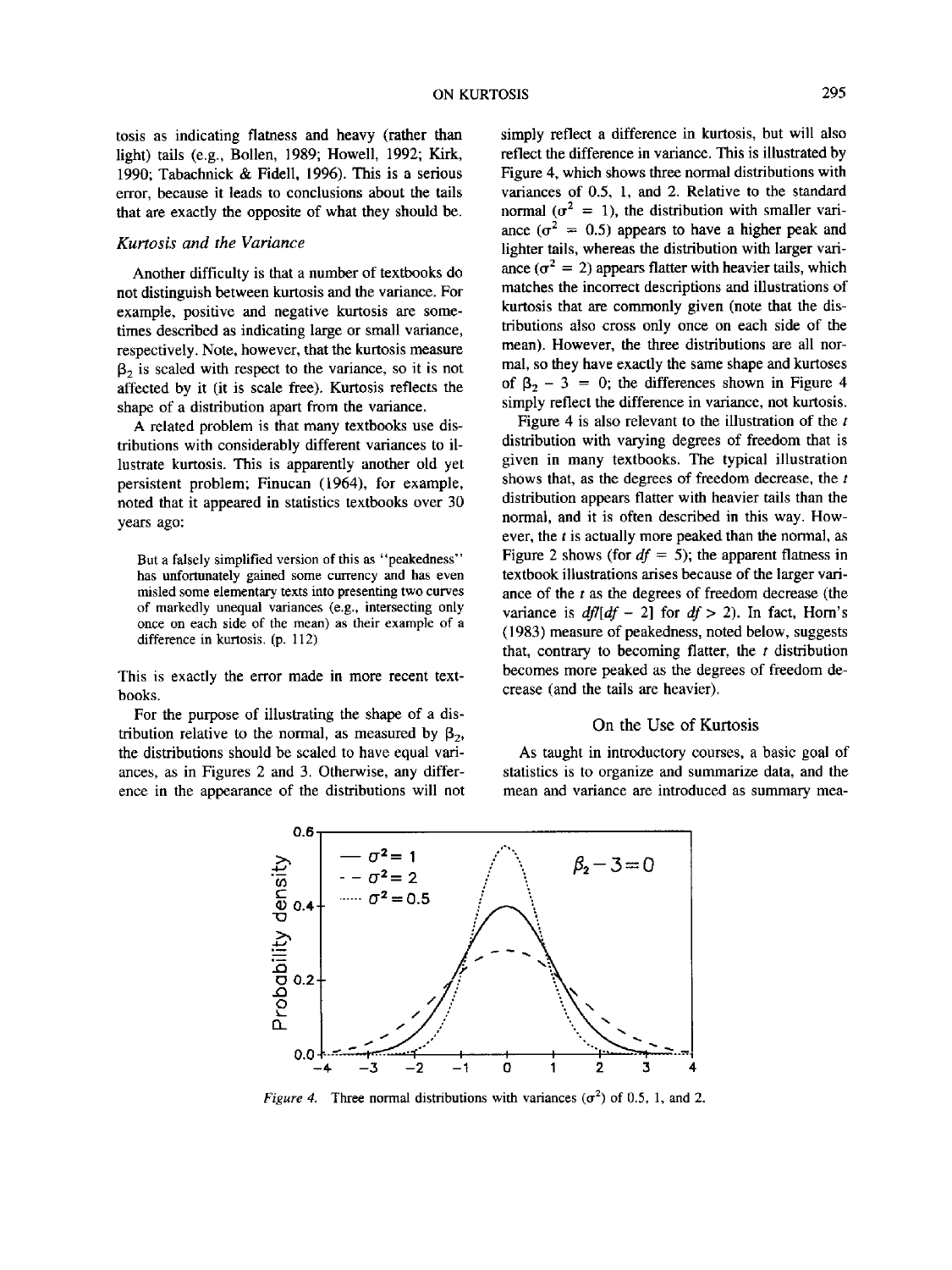tosis as indicating flatness and heavy (rather than light) tails (e.g., Bollen, 1989; Howell, 1992; Kirk, 1990; Tabachnick & Fidell, 1996). This is a serious error, because it leads to conclusions about the tails that are exactly the opposite of what they should be.

### *Kurtosis and the Variance*

Another difficulty is that a number of textbooks do not distinguish between kurtosis and the variance. For example, positive and negative kurtosis are sometimes described as indicating large or small variance, respectively. Note, however, that the kurtosis measure $\beta_2$ is scaled with respect to the variance, so it is not affected by it (it is scale free). Kurtosis reflects the shape of a distribution apart from the variance.

A related problem is that many textbooks use distributions with considerably different variances to illustrate kurtosis. This is apparently another old yet persistent problem; Finucan (1964), for example, noted that it appeared in statistics textbooks over 30 years ago:

> But a falsely simplified version of this as "peakedness" has unfortunately gained some currency and has even misled some elementary texts into presenting two curves of markedly unequal variances (e.g., intersecting only once on each side of the mean) as their example of a difference in kurtosis. (p. 112)

This is exactly the error made in more recent textbooks.

For the purpose of illustrating the shape of a distribution relative to the normal, as measured by $\beta_2$, the distributions should be scaled to have equal variances, as in Figures 2 and 3. Otherwise, any difference in the appearance of the distributions will not simply reflect a difference in kurtosis, but will also reflect the difference in variance. This is illustrated by Figure 4, which shows three normal distributions with variances of 0.5, 1, and 2. Relative to the standard normal ($\sigma^2 = 1$), the distribution with smaller variance ($\sigma^2 = 0.5$) appears to have a higher peak and lighter tails, whereas the distribution with larger variance ($\sigma^2 = 2$) appears flatter with heavier tails, which matches the incorrect descriptions and illustrations of kurtosis that are commonly given (note that the distributions also cross only once on each side of the mean). However, the three distributions are all normal, so they have exactly the same shape and kurtoses of $\beta_2 - 3 = 0$; the differences shown in Figure 4 simply reflect the difference in variance, not kurtosis.

Figure 4 is also relevant to the illustration of the *t* distribution with varying degrees of freedom that is given in many textbooks. The typical illustration shows that, as the degrees of freedom decrease, the *t* distribution appears flatter with heavier tails than the normal, and it is often described in this way. However, the *t* is actually more peaked than the normal, as Figure 2 shows (for $df = 5$); the apparent flatness in textbook illustrations arises because of the larger variance of the *t* as the degrees of freedom decrease (the variance is $df/[df - 2]$ for $df > 2$). In fact, Horn's (1983) measure of peakedness, noted below, suggests that, contrary to becoming flatter, the *t* distribution becomes more peaked as the degrees of freedom decrease (and the tails are heavier).

## On the Use of Kurtosis

As taught in introductory courses, a basic goal of statistics is to organize and summarize data, and the mean and variance are introduced as summary mea-

*Figure 4.* Three normal distributions with variances ($\sigma^2$) of 0.5, 1, and 2.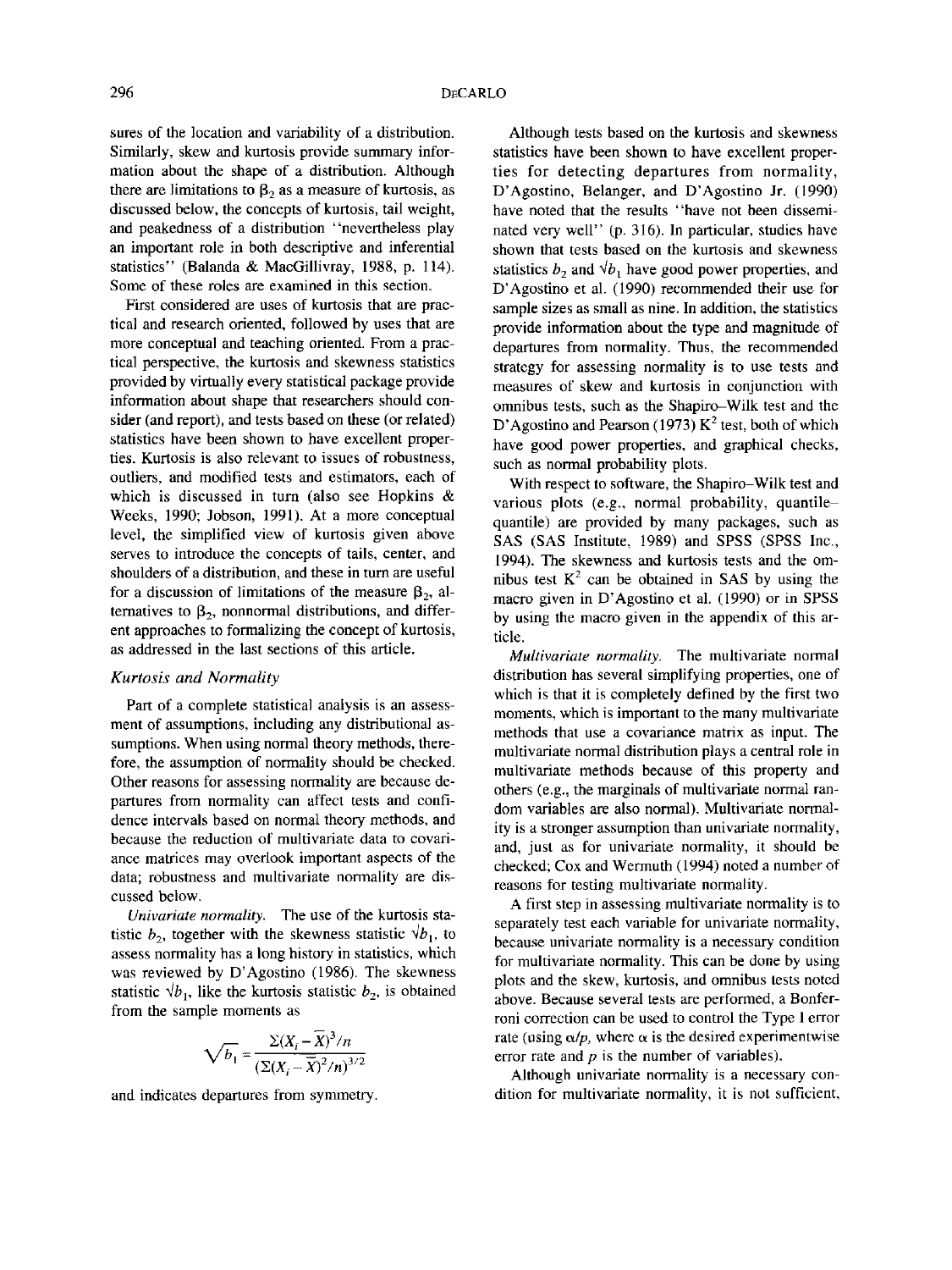sures of the location and variability of a distribution. Similarly, skew and kurtosis provide summary information about the shape of a distribution. Although there are limitations to $\beta_2$ as a measure of kurtosis, as discussed below, the concepts of kurtosis, tail weight, and peakedness of a distribution "nevertheless play an important role in both descriptive and inferential statistics" (Balanda & MacGillivray, 1988, p. 114). Some of these roles are examined in this section.

First considered are uses of kurtosis that are practical and research oriented, followed by uses that are more conceptual and teaching oriented. From a practical perspective, the kurtosis and skewness statistics provided by virtually every statistical package provide information about shape that researchers should consider (and report), and tests based on these (or related) statistics have been shown to have excellent properties. Kurtosis is also relevant to issues of robustness, outliers, and modified tests and estimators, each of which is discussed in turn (also see Hopkins & Weeks, 1990; Jobson, 1991). At a more conceptual level, the simplified view of kurtosis given above serves to introduce the concepts of tails, center, and shoulders of a distribution, and these in turn are useful for a discussion of limitations of the measure $\beta_2$, alternatives to $\beta_2$, nonnormal distributions, and different approaches to formalizing the concept of kurtosis, as addressed in the last sections of this article.

### Kurtosis and Normality

Part of a complete statistical analysis is an assessment of assumptions, including any distributional assumptions. When using normal theory methods, therefore, the assumption of normality should be checked. Other reasons for assessing normality are because departures from normality can affect tests and confidence intervals based on normal theory methods, and because the reduction of multivariate data to covariance matrices may overlook important aspects of the data; robustness and multivariate normality are discussed below.

*Univariate normality.* The use of the kurtosis statistic $b_2$, together with the skewness statistic $\sqrt{b_1}$, to assess normality has a long history in statistics, which was reviewed by D'Agostino (1986). The skewness statistic $\sqrt{b_1}$, like the kurtosis statistic $b_2$, is obtained from the sample moments as

$$\sqrt{b_1} = \frac{\Sigma(X_i - \bar{X})^3/n}{(\Sigma(X_i - \bar{X})^2/n)^{3/2}}$$

and indicates departures from symmetry.

Although tests based on the kurtosis and skewness statistics have been shown to have excellent properties for detecting departures from normality, D'Agostino, Belanger, and D'Agostino Jr. (1990) have noted that the results "have not been disseminated very well" (p. 316). In particular, studies have shown that tests based on the kurtosis and skewness statistics $b_2$ and $\sqrt{b_1}$ have good power properties, and D'Agostino et al. (1990) recommended their use for sample sizes as small as nine. In addition, the statistics provide information about the type and magnitude of departures from normality. Thus, the recommended strategy for assessing normality is to use tests and measures of skew and kurtosis in conjunction with omnibus tests, such as the Shapiro–Wilk test and the D'Agostino and Pearson (1973) $K^2$ test, both of which have good power properties, and graphical checks, such as normal probability plots.

With respect to software, the Shapiro–Wilk test and various plots (e.g., normal probability, quantile–quantile) are provided by many packages, such as SAS (SAS Institute, 1989) and SPSS (SPSS Inc., 1994). The skewness and kurtosis tests and the omnibus test $K^2$ can be obtained in SAS by using the macro given in D'Agostino et al. (1990) or in SPSS by using the macro given in the appendix of this article.

*Multivariate normality.* The multivariate normal distribution has several simplifying properties, one of which is that it is completely defined by the first two moments, which is important to the many multivariate methods that use a covariance matrix as input. The multivariate normal distribution plays a central role in multivariate methods because of this property and others (e.g., the marginals of multivariate normal random variables are also normal). Multivariate normality is a stronger assumption than univariate normality, and, just as for univariate normality, it should be checked; Cox and Wermuth (1994) noted a number of reasons for testing multivariate normality.

A first step in assessing multivariate normality is to separately test each variable for univariate normality, because univariate normality is a necessary condition for multivariate normality. This can be done by using plots and the skew, kurtosis, and omnibus tests noted above. Because several tests are performed, a Bonferroni correction can be used to control the Type I error rate (using $\alpha/p$, where $\alpha$ is the desired experimentwise error rate and $p$ is the number of variables).

Although univariate normality is a necessary condition for multivariate normality, it is not sufficient,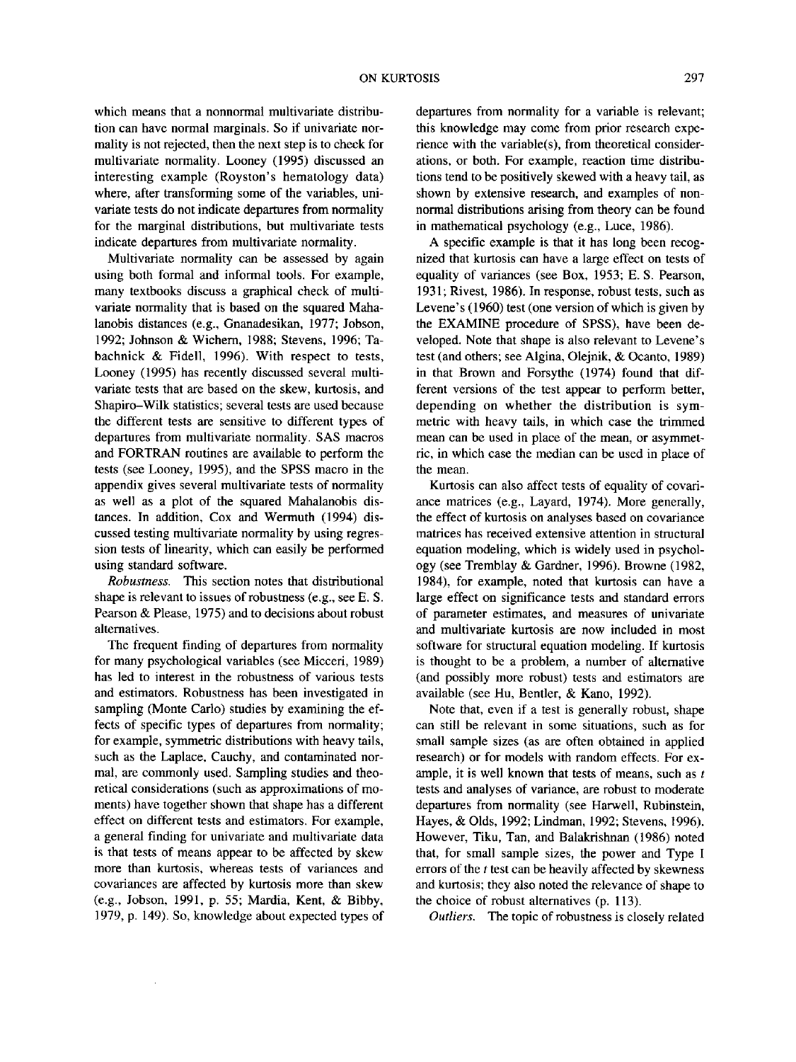which means that a nonnormal multivariate distribution can have normal marginals. So if univariate normality is not rejected, then the next step is to check for multivariate normality. Looney (1995) discussed an interesting example (Royston's hematology data) where, after transforming some of the variables, univariate tests do not indicate departures from normality for the marginal distributions, but multivariate tests indicate departures from multivariate normality.

Multivariate normality can be assessed by again using both formal and informal tools. For example, many textbooks discuss a graphical check of multivariate normality that is based on the squared Mahalanobis distances (e.g., Gnanadesikan, 1977; Jobson, 1992; Johnson & Wichern, 1988; Stevens, 1996; Tabachnick & Fidell, 1996). With respect to tests, Looney (1995) has recently discussed several multivariate tests that are based on the skew, kurtosis, and Shapiro–Wilk statistics; several tests are used because the different tests are sensitive to different types of departures from multivariate normality. SAS macros and FORTRAN routines are available to perform the tests (see Looney, 1995), and the SPSS macro in the appendix gives several multivariate tests of normality as well as a plot of the squared Mahalanobis distances. In addition, Cox and Wermuth (1994) discussed testing multivariate normality by using regression tests of linearity, which can easily be performed using standard software.

*Robustness.* This section notes that distributional shape is relevant to issues of robustness (e.g., see E. S. Pearson & Please, 1975) and to decisions about robust alternatives.

The frequent finding of departures from normality for many psychological variables (see Micceri, 1989) has led to interest in the robustness of various tests and estimators. Robustness has been investigated in sampling (Monte Carlo) studies by examining the effects of specific types of departures from normality; for example, symmetric distributions with heavy tails, such as the Laplace, Cauchy, and contaminated normal, are commonly used. Sampling studies and theoretical considerations (such as approximations of moments) have together shown that shape has a different effect on different tests and estimators. For example, a general finding for univariate and multivariate data is that tests of means appear to be affected by skew more than kurtosis, whereas tests of variances and covariances are affected by kurtosis more than skew (e.g., Jobson, 1991, p. 55; Mardia, Kent, & Bibby, 1979, p. 149). So, knowledge about expected types of departures from normality for a variable is relevant; this knowledge may come from prior research experience with the variable(s), from theoretical considerations, or both. For example, reaction time distributions tend to be positively skewed with a heavy tail, as shown by extensive research, and examples of nonnormal distributions arising from theory can be found in mathematical psychology (e.g., Luce, 1986).

A specific example is that it has long been recognized that kurtosis can have a large effect on tests of equality of variances (see Box, 1953; E. S. Pearson, 1931; Rivest, 1986). In response, robust tests, such as Levene's (1960) test (one version of which is given by the EXAMINE procedure of SPSS), have been developed. Note that shape is also relevant to Levene's test (and others; see Algina, Olejnik, & Ocanto, 1989) in that Brown and Forsythe (1974) found that different versions of the test appear to perform better, depending on whether the distribution is symmetric with heavy tails, in which case the trimmed mean can be used in place of the mean, or asymmetric, in which case the median can be used in place of the mean.

Kurtosis can also affect tests of equality of covariance matrices (e.g., Layard, 1974). More generally, the effect of kurtosis on analyses based on covariance matrices has received extensive attention in structural equation modeling, which is widely used in psychology (see Tremblay & Gardner, 1996). Browne (1982, 1984), for example, noted that kurtosis can have a large effect on significance tests and standard errors of parameter estimates, and measures of univariate and multivariate kurtosis are now included in most software for structural equation modeling. If kurtosis is thought to be a problem, a number of alternative (and possibly more robust) tests and estimators are available (see Hu, Bentler, & Kano, 1992).

Note that, even if a test is generally robust, shape can still be relevant in some situations, such as for small sample sizes (as are often obtained in applied research) or for models with random effects. For example, it is well known that tests of means, such as $t$ tests and analyses of variance, are robust to moderate departures from normality (see Harwell, Rubinstein, Hayes, & Olds, 1992; Lindman, 1992; Stevens, 1996). However, Tiku, Tan, and Balakrishnan (1986) noted that, for small sample sizes, the power and Type I errors of the $t$ test can be heavily affected by skewness and kurtosis; they also noted the relevance of shape to the choice of robust alternatives (p. 113).

*Outliers.* The topic of robustness is closely related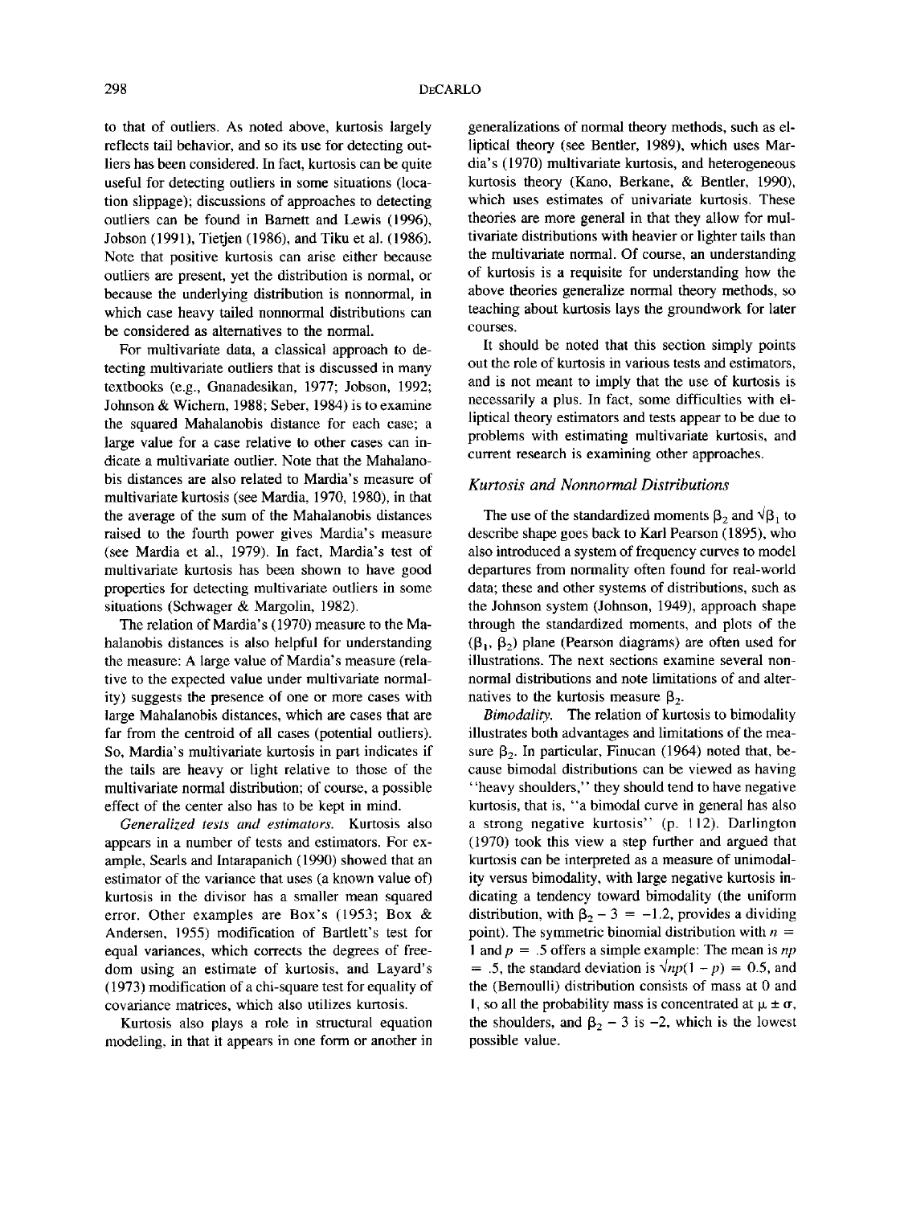to that of outliers. As noted above, kurtosis largely reflects tail behavior, and so its use for detecting outliers has been considered. In fact, kurtosis can be quite useful for detecting outliers in some situations (location slippage); discussions of approaches to detecting outliers can be found in Barnett and Lewis (1996), Jobson (1991), Tietjen (1986), and Tiku et al. (1986). Note that positive kurtosis can arise either because outliers are present, yet the distribution is normal, or because the underlying distribution is nonnormal, in which case heavy tailed nonnormal distributions can be considered as alternatives to the normal.

For multivariate data, a classical approach to detecting multivariate outliers that is discussed in many textbooks (e.g., Gnanadesikan, 1977; Jobson, 1992; Johnson & Wichern, 1988; Seber, 1984) is to examine the squared Mahalanobis distance for each case; a large value for a case relative to other cases can indicate a multivariate outlier. Note that the Mahalanobis distances are also related to Mardia's measure of multivariate kurtosis (see Mardia, 1970, 1980), in that the average of the sum of the Mahalanobis distances raised to the fourth power gives Mardia's measure (see Mardia et al., 1979). In fact, Mardia's test of multivariate kurtosis has been shown to have good properties for detecting multivariate outliers in some situations (Schwager & Margolin, 1982).

The relation of Mardia's (1970) measure to the Mahalanobis distances is also helpful for understanding the measure: A large value of Mardia's measure (relative to the expected value under multivariate normality) suggests the presence of one or more cases with large Mahalanobis distances, which are cases that are far from the centroid of all cases (potential outliers). So, Mardia's multivariate kurtosis in part indicates if the tails are heavy or light relative to those of the multivariate normal distribution; of course, a possible effect of the center also has to be kept in mind.

*Generalized tests and estimators.* Kurtosis also appears in a number of tests and estimators. For example, Searls and Intarapanich (1990) showed that an estimator of the variance that uses (a known value of) kurtosis in the divisor has a smaller mean squared error. Other examples are Box's (1953; Box & Andersen, 1955) modification of Bartlett's test for equal variances, which corrects the degrees of freedom using an estimate of kurtosis, and Layard's (1973) modification of a chi-square test for equality of covariance matrices, which also utilizes kurtosis.

Kurtosis also plays a role in structural equation modeling, in that it appears in one form or another in generalizations of normal theory methods, such as elliptical theory (see Bentler, 1989), which uses Mardia's (1970) multivariate kurtosis, and heterogeneous kurtosis theory (Kano, Berkane, & Bentler, 1990), which uses estimates of univariate kurtosis. These theories are more general in that they allow for multivariate distributions with heavier or lighter tails than the multivariate normal. Of course, an understanding of kurtosis is a requisite for understanding how the above theories generalize normal theory methods, so teaching about kurtosis lays the groundwork for later courses.

It should be noted that this section simply points out the role of kurtosis in various tests and estimators, and is not meant to imply that the use of kurtosis is necessarily a plus. In fact, some difficulties with elliptical theory estimators and tests appear to be due to problems with estimating multivariate kurtosis, and current research is examining other approaches.

### *Kurtosis and Nonnormal Distributions*

The use of the standardized moments $\beta_2$ and $\sqrt{\beta_1}$ to describe shape goes back to Karl Pearson (1895), who also introduced a system of frequency curves to model departures from normality often found for real-world data; these and other systems of distributions, such as the Johnson system (Johnson, 1949), approach shape through the standardized moments, and plots of the $(\beta_1, \beta_2)$ plane (Pearson diagrams) are often used for illustrations. The next sections examine several nonnormal distributions and note limitations of and alternatives to the kurtosis measure $\beta_2$.

*Bimodality.* The relation of kurtosis to bimodality illustrates both advantages and limitations of the measure $\beta_2$. In particular, Finucan (1964) noted that, because bimodal distributions can be viewed as having "heavy shoulders," they should tend to have negative kurtosis, that is, "a bimodal curve in general has also a strong negative kurtosis" (p. 112). Darlington (1970) took this view a step further and argued that kurtosis can be interpreted as a measure of unimodality versus bimodality, with large negative kurtosis indicating a tendency toward bimodality (the uniform distribution, with $\beta_2 - 3 = -1.2$, provides a dividing point). The symmetric binomial distribution with $n = 1$ and $p = .5$ offers a simple example: The mean is $np = .5$, the standard deviation is $\sqrt{np(1-p)} = 0.5$, and the (Bernoulli) distribution consists of mass at 0 and 1, so all the probability mass is concentrated at $\mu \pm \sigma$, the shoulders, and $\beta_2 - 3$ is $-2$, which is the lowest possible value.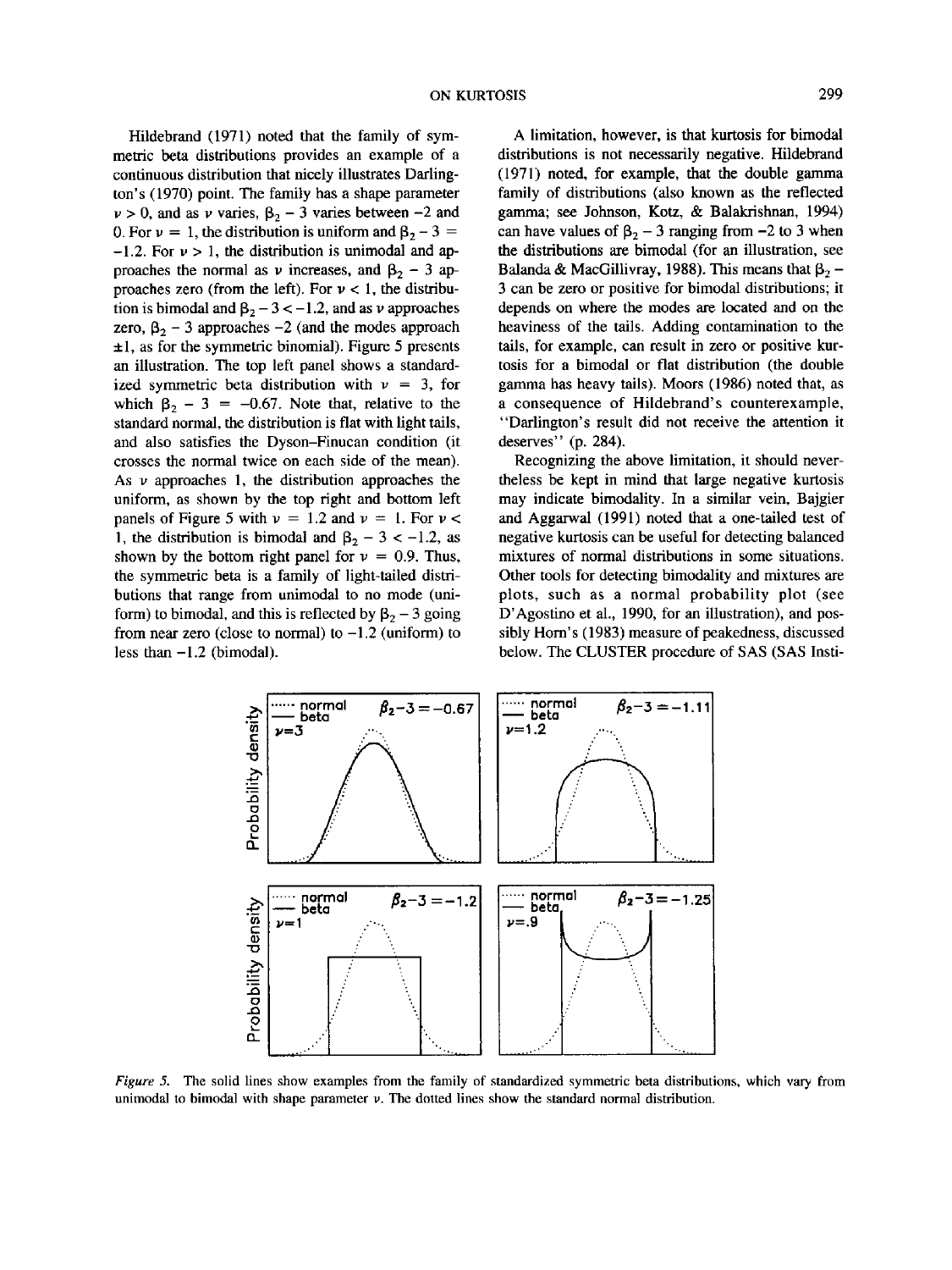Hildebrand (1971) noted that the family of symmetric beta distributions provides an example of a continuous distribution that nicely illustrates Darlington's (1970) point. The family has a shape parameter $\nu > 0$, and as $\nu$ varies, $\beta_2 - 3$ varies between $-2$ and 0. For $\nu = 1$, the distribution is uniform and $\beta_2 - 3 = -1.2$. For $\nu > 1$, the distribution is unimodal and approaches the normal as $\nu$ increases, and $\beta_2 - 3$ approaches zero (from the left). For $\nu < 1$, the distribution is bimodal and $\beta_2 - 3 < -1.2$, and as $\nu$ approaches zero, $\beta_2 - 3$ approaches $-2$ (and the modes approach $\pm 1$, as for the symmetric binomial). Figure 5 presents an illustration. The top left panel shows a standardized symmetric beta distribution with $\nu = 3$, for which $\beta_2 - 3 = -0.67$. Note that, relative to the standard normal, the distribution is flat with light tails, and also satisfies the Dyson–Finucan condition (it crosses the normal twice on each side of the mean). As $\nu$ approaches 1, the distribution approaches the uniform, as shown by the top right and bottom left panels of Figure 5 with $\nu = 1.2$ and $\nu = 1$. For $\nu < 1$, the distribution is bimodal and $\beta_2 - 3 < -1.2$, as shown by the bottom right panel for $\nu = 0.9$. Thus, the symmetric beta is a family of light-tailed distributions that range from unimodal to no mode (uniform) to bimodal, and this is reflected by $\beta_2 - 3$ going from near zero (close to normal) to $-1.2$ (uniform) to less than $-1.2$ (bimodal).

A limitation, however, is that kurtosis for bimodal distributions is not necessarily negative. Hildebrand (1971) noted, for example, that the double gamma family of distributions (also known as the reflected gamma; see Johnson, Kotz, & Balakrishnan, 1994) can have values of $\beta_2 - 3$ ranging from $-2$ to 3 when the distributions are bimodal (for an illustration, see Balanda & MacGillivray, 1988). This means that $\beta_2 - 3$ can be zero or positive for bimodal distributions; it depends on where the modes are located and on the heaviness of the tails. Adding contamination to the tails, for example, can result in zero or positive kurtosis for a bimodal or flat distribution (the double gamma has heavy tails). Moors (1986) noted that, as a consequence of Hildebrand's counterexample, "Darlington's result did not receive the attention it deserves" (p. 284).

Recognizing the above limitation, it should nevertheless be kept in mind that large negative kurtosis may indicate bimodality. In a similar vein, Bajgier and Aggarwal (1991) noted that a one-tailed test of negative kurtosis can be useful for detecting balanced mixtures of normal distributions in some situations. Other tools for detecting bimodality and mixtures are plots, such as a normal probability plot (see D'Agostino et al., 1990, for an illustration), and possibly Horn's (1983) measure of peakedness, discussed below. The CLUSTER procedure of SAS (SAS Insti-

*Figure 5.* The solid lines show examples from the family of standardized symmetric beta distributions, which vary from unimodal to bimodal with shape parameter $\nu$. The dotted lines show the standard normal distribution.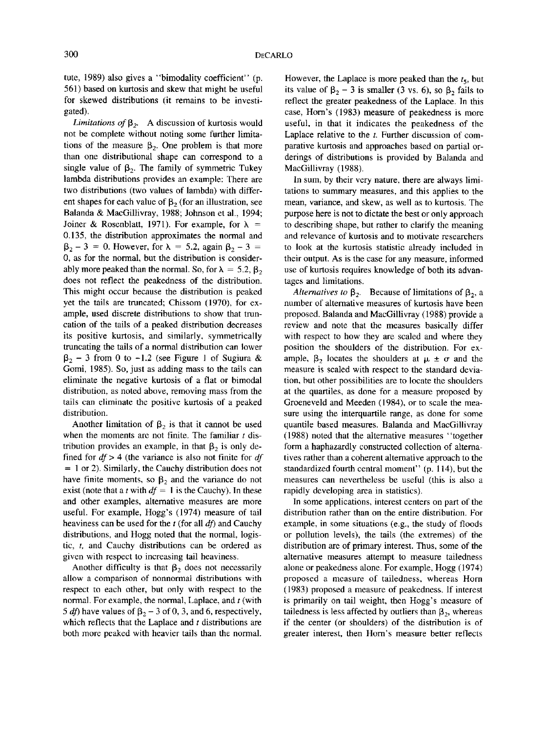tute, 1989) also gives a "bimodality coefficient" (p. 561) based on kurtosis and skew that might be useful for skewed distributions (it remains to be investigated).

*Limitations of* $\beta_2$. A discussion of kurtosis would not be complete without noting some further limitations of the measure $\beta_2$. One problem is that more than one distributional shape can correspond to a single value of $\beta_2$. The family of symmetric Tukey lambda distributions provides an example: There are two distributions (two values of lambda) with different shapes for each value of $\beta_2$ (for an illustration, see Balanda & MacGillivray, 1988; Johnson et al., 1994; Joiner & Rosenblatt, 1971). For example, for $\lambda$ = 0.135, the distribution approximates the normal and $\beta_2 - 3 = 0$. However, for $\lambda = 5.2$, again $\beta_2 - 3 = 0$, as for the normal, but the distribution is considerably more peaked than the normal. So, for $\lambda = 5.2$, $\beta_2$ does not reflect the peakedness of the distribution. This might occur because the distribution is peaked yet the tails are truncated; Chissom (1970), for example, used discrete distributions to show that truncation of the tails of a peaked distribution decreases its positive kurtosis, and similarly, symmetrically truncating the tails of a normal distribution can lower $\beta_2 - 3$ from 0 to $-1.2$ (see Figure 1 of Sugiura & Gomi, 1985). So, just as adding mass to the tails can eliminate the negative kurtosis of a flat or bimodal distribution, as noted above, removing mass from the tails can eliminate the positive kurtosis of a peaked distribution.

Another limitation of $\beta_2$ is that it cannot be used when the moments are not finite. The familiar *t* distribution provides an example, in that $\beta_2$ is only defined for $df > 4$ (the variance is also not finite for $df = 1$ or 2). Similarly, the Cauchy distribution does not have finite moments, so $\beta_2$ and the variance do not exist (note that a *t* with $df = 1$ is the Cauchy). In these and other examples, alternative measures are more useful. For example, Hogg's (1974) measure of tail heaviness can be used for the *t* (for all *df*) and Cauchy distributions, and Hogg noted that the normal, logistic, *t*, and Cauchy distributions can be ordered as given with respect to increasing tail heaviness.

Another difficulty is that $\beta_2$ does not necessarily allow a comparison of nonnormal distributions with respect to each other, but only with respect to the normal. For example, the normal, Laplace, and *t* (with 5 *df*) have values of $\beta_2 - 3$ of 0, 3, and 6, respectively, which reflects that the Laplace and *t* distributions are both more peaked with heavier tails than the normal. However, the Laplace is more peaked than the $t_5$, but its value of $\beta_2 - 3$ is smaller (3 vs. 6), so $\beta_2$ fails to reflect the greater peakedness of the Laplace. In this case, Horn's (1983) measure of peakedness is more useful, in that it indicates the peakedness of the Laplace relative to the *t*. Further discussion of comparative kurtosis and approaches based on partial orderings of distributions is provided by Balanda and MacGillivray (1988).

In sum, by their very nature, there are always limitations to summary measures, and this applies to the mean, variance, and skew, as well as to kurtosis. The purpose here is not to dictate the best or only approach to describing shape, but rather to clarify the meaning and relevance of kurtosis and to motivate researchers to look at the kurtosis statistic already included in their output. As is the case for any measure, informed use of kurtosis requires knowledge of both its advantages and limitations.

*Alternatives to* $\beta_2$. Because of limitations of $\beta_2$, a number of alternative measures of kurtosis have been proposed. Balanda and MacGillivray (1988) provide a review and note that the measures basically differ with respect to how they are scaled and where they position the shoulders of the distribution. For example, $\beta_2$ locates the shoulders at $\mu \pm \sigma$ and the measure is scaled with respect to the standard deviation, but other possibilities are to locate the shoulders at the quartiles, as done for a measure proposed by Groeneveld and Meeden (1984), or to scale the measure using the interquartile range, as done for some quantile based measures. Balanda and MacGillivray (1988) noted that the alternative measures "together form a haphazardly constructed collection of alternatives rather than a coherent alternative approach to the standardized fourth central moment" (p. 114), but the measures can nevertheless be useful (this is also a rapidly developing area in statistics).

In some applications, interest centers on part of the distribution rather than on the entire distribution. For example, in some situations (e.g., the study of floods or pollution levels), the tails (the extremes) of the distribution are of primary interest. Thus, some of the alternative measures attempt to measure tailedness alone or peakedness alone. For example, Hogg (1974) proposed a measure of tailedness, whereas Horn (1983) proposed a measure of peakedness. If interest is primarily on tail weight, then Hogg's measure of tailedness is less affected by outliers than $\beta_2$, whereas if the center (or shoulders) of the distribution is of greater interest, then Horn's measure better reflects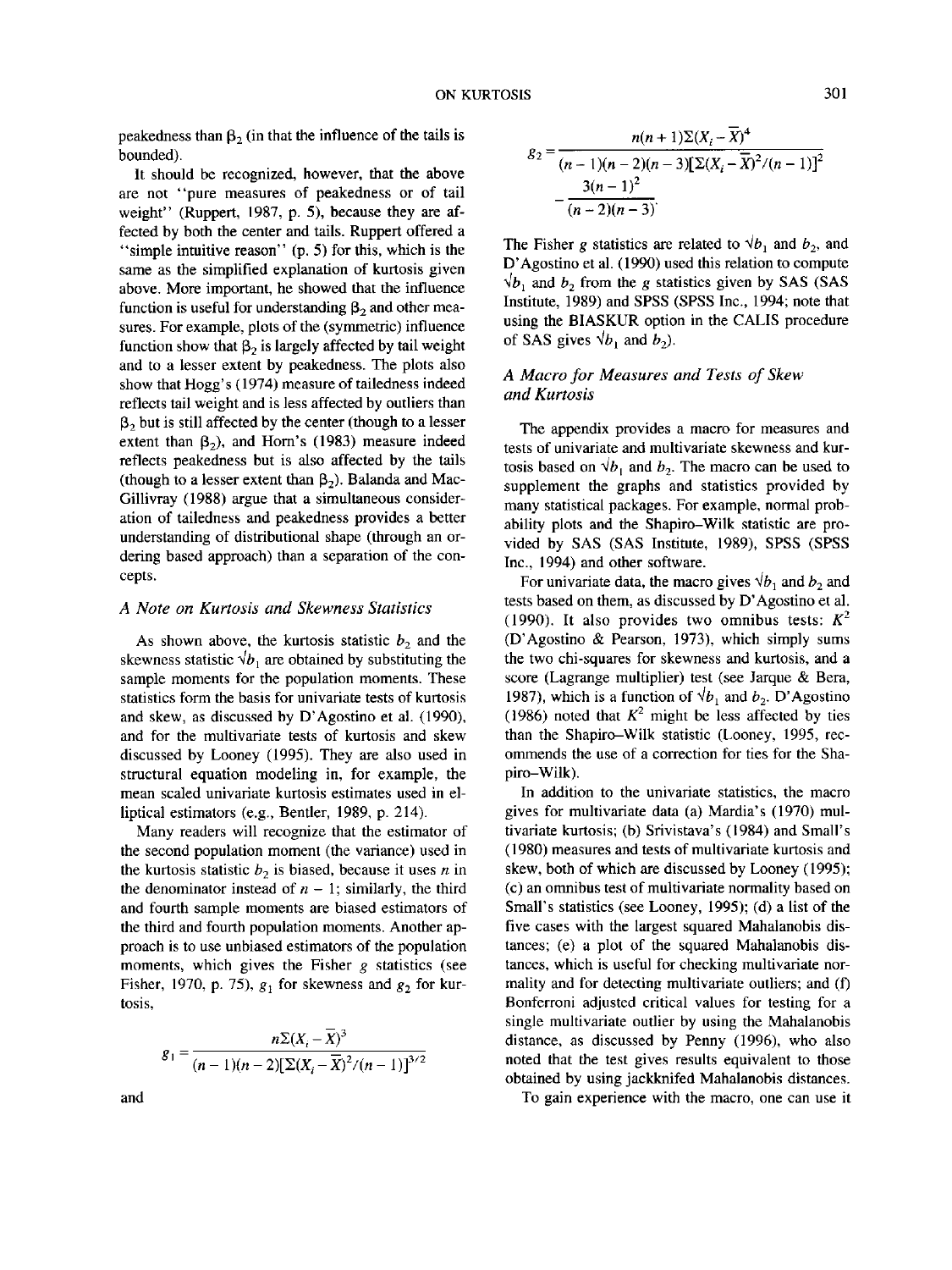peakedness than $\beta_2$ (in that the influence of the tails is bounded).

It should be recognized, however, that the above are not "pure measures of peakedness or of tail weight" (Ruppert, 1987, p. 5), because they are affected by both the center and tails. Ruppert offered a "simple intuitive reason" (p. 5) for this, which is the same as the simplified explanation of kurtosis given above. More important, he showed that the influence function is useful for understanding $\beta_2$ and other measures. For example, plots of the (symmetric) influence function show that $\beta_2$ is largely affected by tail weight and to a lesser extent by peakedness. The plots also show that Hogg's (1974) measure of tailedness indeed reflects tail weight and is less affected by outliers than $\beta_2$ but is still affected by the center (though to a lesser extent than $\beta_2$), and Horn's (1983) measure indeed reflects peakedness but is also affected by the tails (though to a lesser extent than $\beta_2$). Balanda and MacGillivray (1988) argue that a simultaneous consideration of tailedness and peakedness provides a better understanding of distributional shape (through an ordering based approach) than a separation of the concepts.

### A Note on Kurtosis and Skewness Statistics

As shown above, the kurtosis statistic $b_2$ and the skewness statistic $\sqrt{b_1}$ are obtained by substituting the sample moments for the population moments. These statistics form the basis for univariate tests of kurtosis and skew, as discussed by D'Agostino et al. (1990), and for the multivariate tests of kurtosis and skew discussed by Looney (1995). They are also used in structural equation modeling in, for example, the mean scaled univariate kurtosis estimates used in elliptical estimators (e.g., Bentler, 1989, p. 214).

Many readers will recognize that the estimator of the second population moment (the variance) used in the kurtosis statistic $b_2$ is biased, because it uses $n$ in the denominator instead of $n - 1$; similarly, the third and fourth sample moments are biased estimators of the third and fourth population moments. Another approach is to use unbiased estimators of the population moments, which gives the Fisher $g$ statistics (see Fisher, 1970, p. 75), $g_1$ for skewness and $g_2$ for kurtosis,

$$g_1 = \frac{n\Sigma(X_i - \overline{X})^3}{(n-1)(n-2)[\Sigma(X_i - \overline{X})^2/(n-1)]^{3/2}}$$

and

$$g_2 = \frac{n(n+1)\Sigma(X_i - \overline{X})^4}{(n-1)(n-2)(n-3)[\Sigma(X_i - \overline{X})^2/(n-1)]^2} - \frac{3(n-1)^2}{(n-2)(n-3)}.$$

The Fisher $g$ statistics are related to $\sqrt{b_1}$ and $b_2$, and D'Agostino et al. (1990) used this relation to compute $\sqrt{b_1}$ and $b_2$ from the $g$ statistics given by SAS (SAS Institute, 1989) and SPSS (SPSS Inc., 1994; note that using the BIASKUR option in the CALIS procedure of SAS gives $\sqrt{b_1}$ and $b_2$).

### A Macro for Measures and Tests of Skew and Kurtosis

The appendix provides a macro for measures and tests of univariate and multivariate skewness and kurtosis based on $\sqrt{b_1}$ and $b_2$. The macro can be used to supplement the graphs and statistics provided by many statistical packages. For example, normal probability plots and the Shapiro–Wilk statistic are provided by SAS (SAS Institute, 1989), SPSS (SPSS Inc., 1994) and other software.

For univariate data, the macro gives $\sqrt{b_1}$ and $b_2$ and tests based on them, as discussed by D'Agostino et al. (1990). It also provides two omnibus tests: $K^2$ (D'Agostino & Pearson, 1973), which simply sums the two chi-squares for skewness and kurtosis, and a score (Lagrange multiplier) test (see Jarque & Bera, 1987), which is a function of $\sqrt{b_1}$ and $b_2$. D'Agostino (1986) noted that $K^2$ might be less affected by ties than the Shapiro–Wilk statistic (Looney, 1995, recommends the use of a correction for ties for the Shapiro–Wilk).

In addition to the univariate statistics, the macro gives for multivariate data (a) Mardia's (1970) multivariate kurtosis; (b) Srivistava's (1984) and Small's (1980) measures and tests of multivariate kurtosis and skew, both of which are discussed by Looney (1995); (c) an omnibus test of multivariate normality based on Small's statistics (see Looney, 1995); (d) a list of the five cases with the largest squared Mahalanobis distances; (e) a plot of the squared Mahalanobis distances, which is useful for checking multivariate normality and for detecting multivariate outliers; and (f) Bonferroni adjusted critical values for testing for a single multivariate outlier by using the Mahalanobis distance, as discussed by Penny (1996), who also noted that the test gives results equivalent to those obtained by using jackknifed Mahalanobis distances.

To gain experience with the macro, one can use it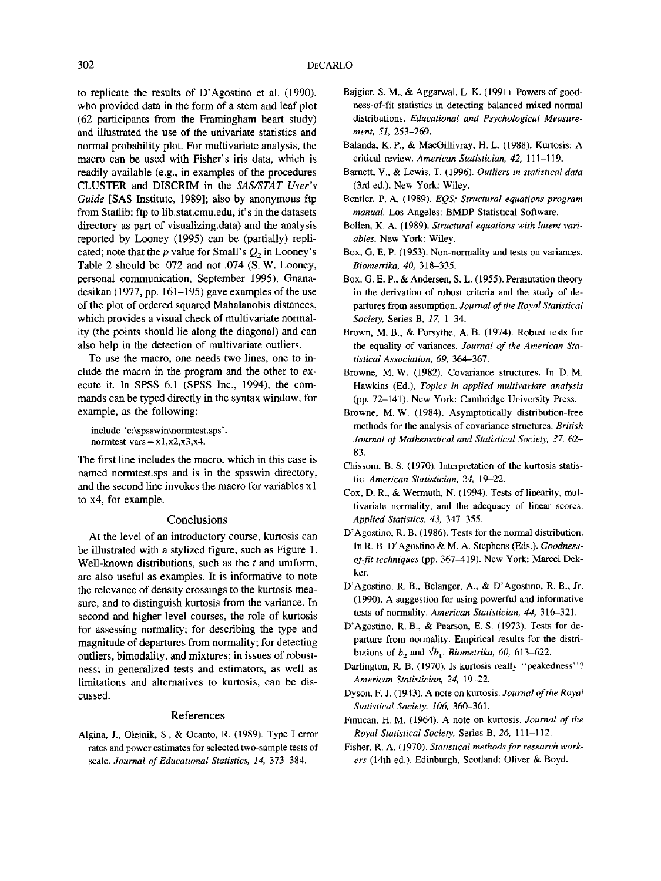to replicate the results of D'Agostino et al. (1990), who provided data in the form of a stem and leaf plot (62 participants from the Framingham heart study) and illustrated the use of the univariate statistics and normal probability plot. For multivariate analysis, the macro can be used with Fisher's iris data, which is readily available (e.g., in examples of the procedures CLUSTER and DISCRIM in the *SAS/STAT User's Guide* [SAS Institute, 1989]; also by anonymous ftp from Statlib: ftp to lib.stat.cmu.edu, it's in the datasets directory as part of visualizing.data) and the analysis reported by Looney (1995) can be (partially) replicated; note that the $p$ value for Small's $Q_2$ in Looney's Table 2 should be .072 and not .074 (S. W. Looney, personal communication, September 1995). Gnanadesikan (1977, pp. 161–195) gave examples of the use of the plot of ordered squared Mahalanobis distances, which provides a visual check of multivariate normality (the points should lie along the diagonal) and can also help in the detection of multivariate outliers.

To use the macro, one needs two lines, one to include the macro in the program and the other to execute it. In SPSS 6.1 (SPSS Inc., 1994), the commands can be typed directly in the syntax window, for example, as the following:

```
include 'c:\spsswin\normtest.sps'.
normtest vars = x1,x2,x3,x4.
```

The first line includes the macro, which in this case is named normtest.sps and is in the spsswin directory, and the second line invokes the macro for variables x1 to x4, for example.

## Conclusions

At the level of an introductory course, kurtosis can be illustrated with a stylized figure, such as Figure 1. Well-known distributions, such as the $t$ and uniform, are also useful as examples. It is informative to note the relevance of density crossings to the kurtosis measure, and to distinguish kurtosis from the variance. In second and higher level courses, the role of kurtosis for assessing normality; for describing the type and magnitude of departures from normality; for detecting outliers, bimodality, and mixtures; in issues of robustness; in generalized tests and estimators, as well as limitations and alternatives to kurtosis, can be discussed.

## References

Algina, J., Olejnik, S., & Ocanto, R. (1989). Type I error rates and power estimates for selected two-sample tests of scale. *Journal of Educational Statistics, 14,* 373–384.

Bajgier, S. M., & Aggarwal, L. K. (1991). Powers of goodness-of-fit statistics in detecting balanced mixed normal distributions. *Educational and Psychological Measurement, 51,* 253–269.

Balanda, K. P., & MacGillivray, H. L. (1988). Kurtosis: A critical review. *American Statistician, 42,* 111–119.

Barnett, V., & Lewis, T. (1996). *Outliers in statistical data* (3rd ed.). New York: Wiley.

Bentler, P. A. (1989). *EQS: Structural equations program manual.* Los Angeles: BMDP Statistical Software.

Bollen, K. A. (1989). *Structural equations with latent variables.* New York: Wiley.

Box, G. E. P. (1953). Non-normality and tests on variances. *Biometrika, 40,* 318–335.

Box, G. E. P., & Andersen, S. L. (1955). Permutation theory in the derivation of robust criteria and the study of departures from assumption. *Journal of the Royal Statistical Society,* Series B, *17,* 1–34.

Brown, M. B., & Forsythe, A. B. (1974). Robust tests for the equality of variances. *Journal of the American Statistical Association, 69,* 364–367.

Browne, M. W. (1982). Covariance structures. In D. M. Hawkins (Ed.), *Topics in applied multivariate analysis* (pp. 72–141). New York: Cambridge University Press.

Browne, M. W. (1984). Asymptotically distribution-free methods for the analysis of covariance structures. *British Journal of Mathematical and Statistical Society, 37,* 62–83.

Chissom, B. S. (1970). Interpretation of the kurtosis statistic. *American Statistician, 24,* 19–22.

Cox, D. R., & Wermuth, N. (1994). Tests of linearity, multivariate normality, and the adequacy of linear scores. *Applied Statistics, 43,* 347–355.

D'Agostino, R. B. (1986). Tests for the normal distribution. In R. B. D'Agostino & M. A. Stephens (Eds.). *Goodness-of-fit techniques* (pp. 367–419). New York: Marcel Dekker.

D'Agostino, R. B., Belanger, A., & D'Agostino, R. B., Jr. (1990). A suggestion for using powerful and informative tests of normality. *American Statistician, 44,* 316–321.

D'Agostino, R. B., & Pearson, E. S. (1973). Tests for departure from normality. Empirical results for the distributions of $b_2$ and $\sqrt{b_1}$. *Biometrika, 60,* 613–622.

Darlington, R. B. (1970). Is kurtosis really "peakedness"? *American Statistician, 24,* 19–22.

Dyson, F. J. (1943). A note on kurtosis. *Journal of the Royal Statistical Society, 106,* 360–361.

Finucan, H. M. (1964). A note on kurtosis. *Journal of the Royal Statistical Society,* Series B, *26,* 111–112.

Fisher, R. A. (1970). *Statistical methods for research workers* (14th ed.). Edinburgh, Scotland: Oliver & Boyd.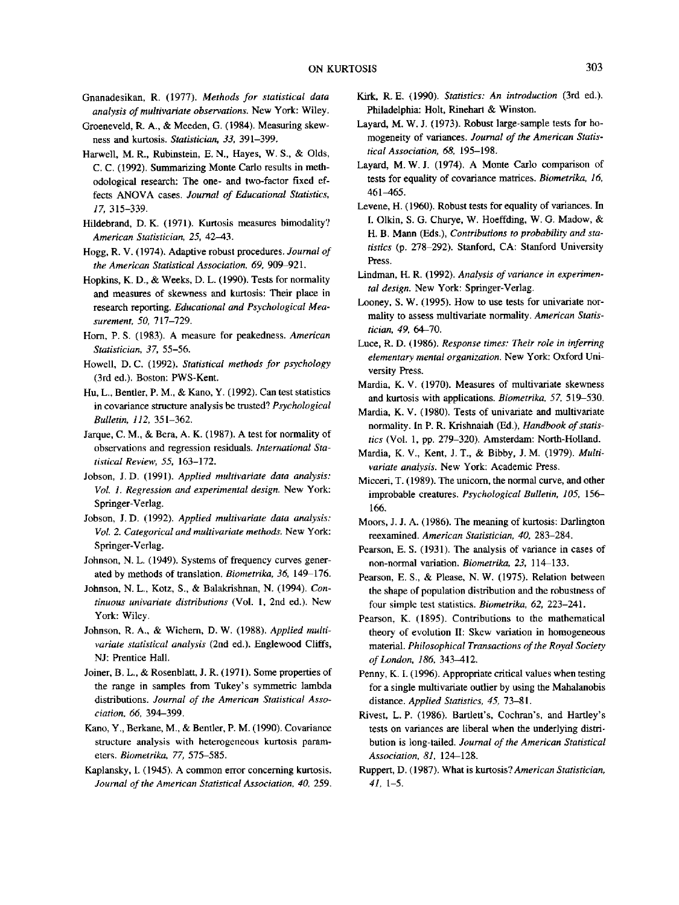Gnanadesikan, R. (1977). *Methods for statistical data analysis of multivariate observations.* New York: Wiley.

Groeneveld, R. A., & Meeden, G. (1984). Measuring skewness and kurtosis. *Statistician, 33,* 391–399.

Harwell, M. R., Rubinstein, E. N., Hayes, W. S., & Olds, C. C. (1992). Summarizing Monte Carlo results in methodological research: The one- and two-factor fixed effects ANOVA cases. *Journal of Educational Statistics, 17,* 315–339.

Hildebrand, D. K. (1971). Kurtosis measures bimodality? *American Statistician, 25,* 42–43.

Hogg, R. V. (1974). Adaptive robust procedures. *Journal of the American Statistical Association, 69,* 909–921.

Hopkins, K. D., & Weeks, D. L. (1990). Tests for normality and measures of skewness and kurtosis: Their place in research reporting. *Educational and Psychological Measurement, 50,* 717–729.

Horn, P. S. (1983). A measure for peakedness. *American Statistician, 37,* 55–56.

Howell, D. C. (1992). *Statistical methods for psychology* (3rd ed.). Boston: PWS-Kent.

Hu, L., Bentler, P. M., & Kano, Y. (1992). Can test statistics in covariance structure analysis be trusted? *Psychological Bulletin, 112,* 351–362.

Jarque, C. M., & Bera, A. K. (1987). A test for normality of observations and regression residuals. *International Statistical Review, 55,* 163–172.

Jobson, J. D. (1991). *Applied multivariate data analysis: Vol. 1. Regression and experimental design.* New York: Springer-Verlag.

Jobson, J. D. (1992). *Applied multivariate data analysis: Vol. 2. Categorical and multivariate methods.* New York: Springer-Verlag.

Johnson, N. L. (1949). Systems of frequency curves generated by methods of translation. *Biometrika, 36,* 149–176.

Johnson, N. L., Kotz, S., & Balakrishnan, N. (1994). *Continuous univariate distributions* (Vol. 1, 2nd ed.). New York: Wiley.

Johnson, R. A., & Wichern, D. W. (1988). *Applied multivariate statistical analysis* (2nd ed.). Englewood Cliffs, NJ: Prentice Hall.

Joiner, B. L., & Rosenblatt, J. R. (1971). Some properties of the range in samples from Tukey's symmetric lambda distributions. *Journal of the American Statistical Association, 66,* 394–399.

Kano, Y., Berkane, M., & Bentler, P. M. (1990). Covariance structure analysis with heterogeneous kurtosis parameters. *Biometrika, 77,* 575–585.

Kaplansky, I. (1945). A common error concerning kurtosis. *Journal of the American Statistical Association, 40,* 259.

Kirk, R. E. (1990). *Statistics: An introduction* (3rd ed.). Philadelphia: Holt, Rinehart & Winston.

Layard, M. W. J. (1973). Robust large-sample tests for homogeneity of variances. *Journal of the American Statistical Association, 68,* 195–198.

Layard, M. W. J. (1974). A Monte Carlo comparison of tests for equality of covariance matrices. *Biometrika, 16,* 461–465.

Levene, H. (1960). Robust tests for equality of variances. In I. Olkin, S. G. Churye, W. Hoeffding, W. G. Madow, & H. B. Mann (Eds.), *Contributions to probability and statistics* (p. 278–292). Stanford, CA: Stanford University Press.

Lindman, H. R. (1992). *Analysis of variance in experimental design.* New York: Springer-Verlag.

Looney, S. W. (1995). How to use tests for univariate normality to assess multivariate normality. *American Statistician, 49,* 64–70.

Luce, R. D. (1986). *Response times: Their role in inferring elementary mental organization.* New York: Oxford University Press.

Mardia, K. V. (1970). Measures of multivariate skewness and kurtosis with applications. *Biometrika, 57,* 519–530.

Mardia, K. V. (1980). Tests of univariate and multivariate normality. In P. R. Krishnaiah (Ed.), *Handbook of statistics* (Vol. 1, pp. 279–320). Amsterdam: North-Holland.

Mardia, K. V., Kent, J. T., & Bibby, J. M. (1979). *Multivariate analysis.* New York: Academic Press.

Micceri, T. (1989). The unicorn, the normal curve, and other improbable creatures. *Psychological Bulletin, 105,* 156–166.

Moors, J. J. A. (1986). The meaning of kurtosis: Darlington reexamined. *American Statistician, 40,* 283–284.

Pearson, E. S. (1931). The analysis of variance in cases of non-normal variation. *Biometrika, 23,* 114–133.

Pearson, E. S., & Please, N. W. (1975). Relation between the shape of population distribution and the robustness of four simple test statistics. *Biometrika, 62,* 223–241.

Pearson, K. (1895). Contributions to the mathematical theory of evolution II: Skew variation in homogeneous material. *Philosophical Transactions of the Royal Society of London, 186,* 343–412.

Penny, K. I. (1996). Appropriate critical values when testing for a single multivariate outlier by using the Mahalanobis distance. *Applied Statistics, 45,* 73–81.

Rivest, L. P. (1986). Bartlett's, Cochran's, and Hartley's tests on variances are liberal when the underlying distribution is long-tailed. *Journal of the American Statistical Association, 81,* 124–128.

Ruppert, D. (1987). What is kurtosis? *American Statistician, 41,* 1–5.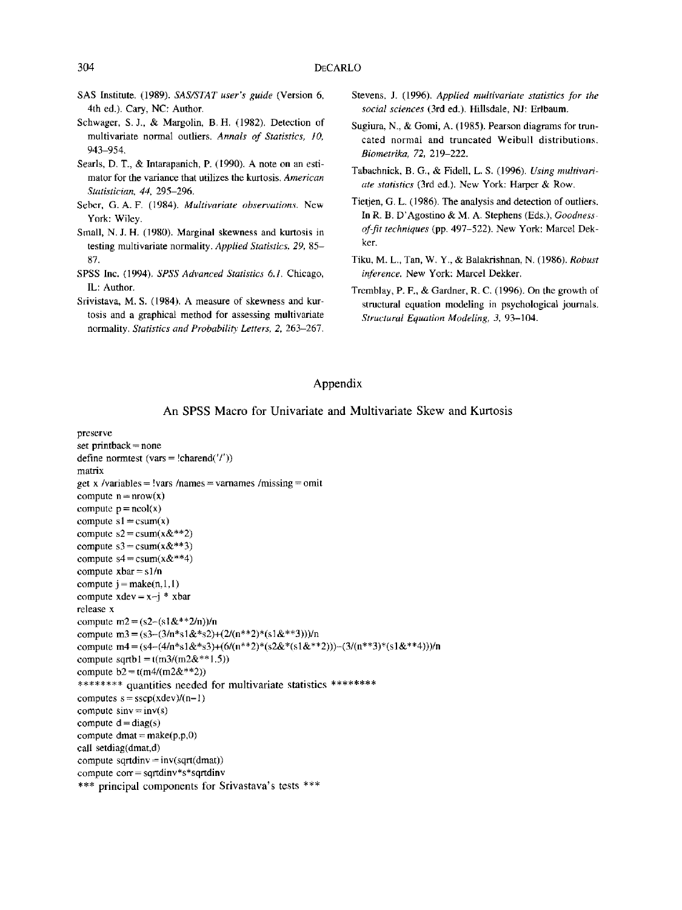SAS Institute. (1989). *SAS/STAT user's guide* (Version 6, 4th ed.). Cary, NC: Author.

Schwager, S. J., & Margolin, B. H. (1982). Detection of multivariate normal outliers. *Annals of Statistics, 10,* 943–954.

Searls, D. T., & Intarapanich, P. (1990). A note on an estimator for the variance that utilizes the kurtosis. *American Statistician, 44,* 295–296.

Seber, G. A. F. (1984). *Multivariate observations.* New York: Wiley.

Small, N. J. H. (1980). Marginal skewness and kurtosis in testing multivariate normality. *Applied Statistics, 29,* 85–87.

SPSS Inc. (1994). *SPSS Advanced Statistics 6.1.* Chicago, IL: Author.

Srivistava, M. S. (1984). A measure of skewness and kurtosis and a graphical method for assessing multivariate normality. *Statistics and Probability Letters, 2,* 263–267.

Stevens, J. (1996). *Applied multivariate statistics for the social sciences* (3rd ed.). Hillsdale, NJ: Erlbaum.

Sugiura, N., & Gomi, A. (1985). Pearson diagrams for truncated normal and truncated Weibull distributions. *Biometrika, 72,* 219–222.

Tabachnick, B. G., & Fidell, L. S. (1996). *Using multivariate statistics* (3rd ed.). New York: Harper & Row.

Tietjen, G. L. (1986). The analysis and detection of outliers. In R. B. D'Agostino & M. A. Stephens (Eds.), *Goodness-of-fit techniques* (pp. 497–522). New York: Marcel Dekker.

Tiku, M. L., Tan, W. Y., & Balakrishnan, N. (1986). *Robust inference.* New York: Marcel Dekker.

Tremblay, P. F., & Gardner, R. C. (1996). On the growth of structural equation modeling in psychological journals. *Structural Equation Modeling, 3,* 93–104.

# Appendix

## An SPSS Macro for Univariate and Multivariate Skew and Kurtosis

```
preserve
set printback = none
define normtest (vars = !charend('/'))
matrix
get x /variables = !vars /names = varnames /missing = omit
compute n = nrow(x)
compute p = ncol(x)
compute s1 = csum(x)
compute s2 = csum(x&**2)
compute s3 = csum(x&**3)
compute s4 = csum(x&**4)
compute xbar = s1/n
compute j = make(n,1,1)
compute xdev = x-j * xbar
release x
compute m2 = (s2-(s1&**2/n))/n
compute m3 = (s3-(3/n*s1&*s2)+(2/(n**2)*(s1&**3)))/n
compute m4 = (s4-(4/n*s1&*s3)+(6/(n**2)*(s2&*(s1&**2)))-(3/(n**3)*(s1&**4)))/n
compute sqrtb1 = t(m3/(m2&**1.5))
compute b2 = t(m4/(m2&**2))
******** quantities needed for multivariate statistics ********
computes s = sscp(xdev)/(n-1)
compute sinv = inv(s)
compute d = diag(s)
compute dmat = make(p,p,0)
call setdiag(dmat,d)
compute sqrtdinv = inv(sqrt(dmat))
compute corr = sqrtdinv*s*sqrtdinv
*** principal components for Srivastava's tests ***
```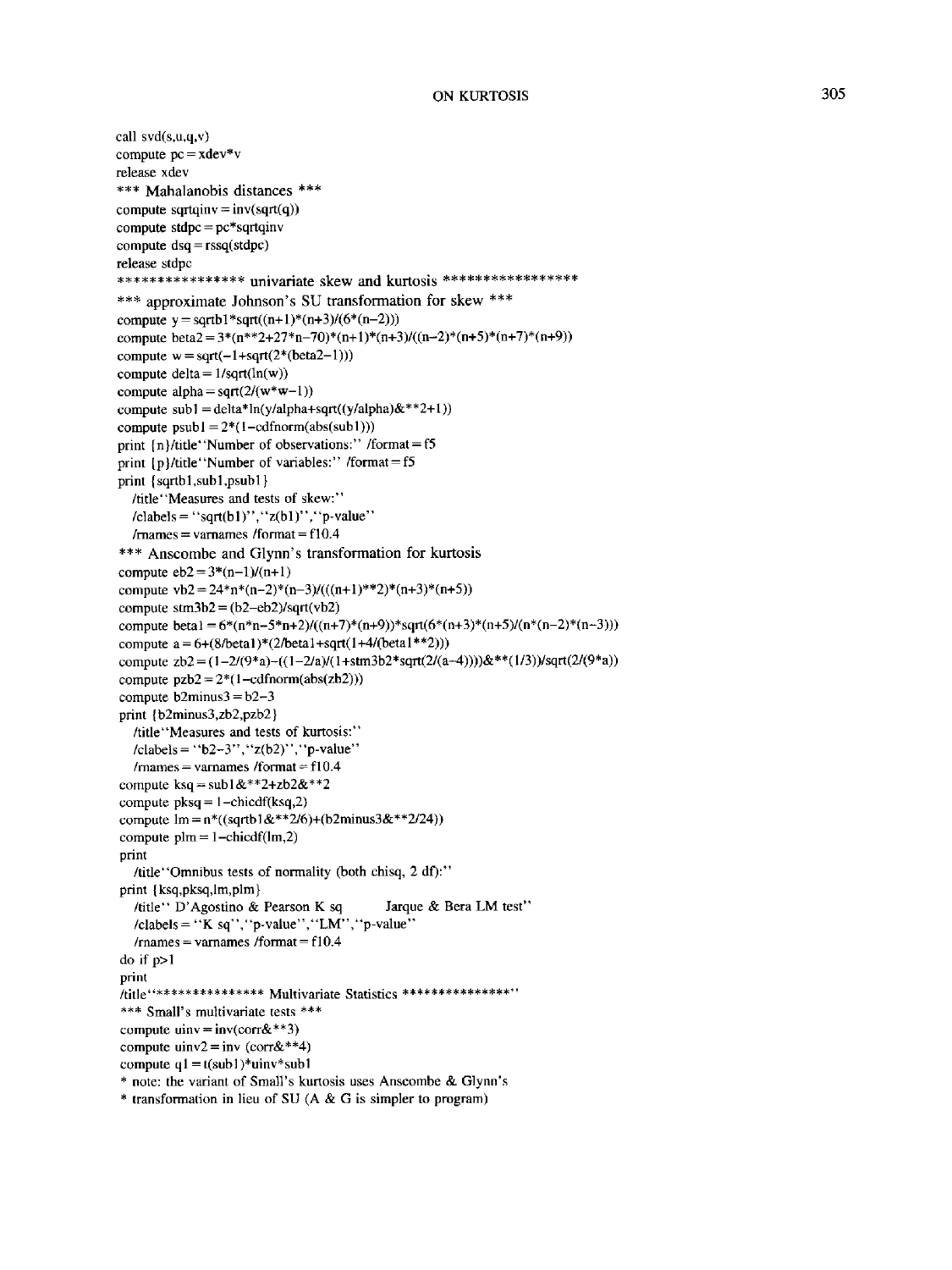```
call svd(s,u,q,v)
compute pc = xdev*v
release xdev
*** Mahalanobis distances ***
compute sqrtqinv = inv(sqrt(q))
compute stdpc = pc*sqrtqinv
compute dsq = rssq(stdpc)
release stdpc
**************** univariate skew and kurtosis *****************
*** approximate Johnson's SU transformation for skew ***
compute y = sqrtb1*sqrt((n+1)*(n+3)/(6*(n-2)))
compute beta2 = 3*(n**2+27*n-70)*(n+1)*(n+3)/((n-2)*(n+5)*(n+7)*(n+9))
compute w = sqrt(-1+sqrt(2*(beta2-1)))
compute delta = 1/sqrt(ln(w))
compute alpha = sqrt(2/(w*w-1))
compute sub1 = delta*ln(y/alpha+sqrt((y/alpha)&**2+1))
compute psub1 = 2*(1-cdfnorm(abs(sub1)))
print {n}/title''Number of observations:'' /format = f5
print {p}/title''Number of variables:'' /format = f5
print {sqrtb1,sub1,psub1}
   /title''Measures and tests of skew:''
   /clabels = ''sqrt(b1)'',''z(b1)'',''p-value''
   /rnames = varnames /format = f10.4
*** Anscombe and Glynn's transformation for kurtosis
compute eb2 = 3*(n-1)/(n+1)
compute vb2 = 24*n*(n-2)*(n-3)/(((n+1)**2)*(n+3)*(n+5))
compute stm3b2 = (b2-eb2)/sqrt(vb2)
compute beta1 = 6*(n*n-5*n+2)/((n+7)*(n+9))*sqrt(6*(n+3)*(n+5)/(n*(n-2)*(n-3)))
compute a = 6+(8/beta1)*(2/beta1+sqrt(1+4/(beta1**2)))
compute zb2 = (1-2/(9*a)-((1-2/a)/(1+stm3b2*sqrt(2/(a-4))))&**(1/3))/sqrt(2/(9*a))
compute pzb2 = 2*(1-cdfnorm(abs(zb2)))
compute b2minus3 = b2-3
print {b2minus3,zb2,pzb2}
   /title''Measures and tests of kurtosis:''
   /clabels = ''b2-3'',''z(b2)'',''p-value''
   /rnames = varnames /format = f10.4
compute ksq = sub1&**2+zb2&**2
compute pksq = 1-chicdf(ksq,2)
compute lm = n*((sqrtb1&**2/6)+(b2minus3&**2/24))
compute plm = 1-chicdf(lm,2)
print
   /title''Omnibus tests of normality (both chisq, 2 df):''
print {ksq,pksq,lm,plm}
   /title'' D'Agostino & Pearson K sq          Jarque & Bera LM test''
   /clabels = ''K sq'',''p-value'',''LM'',''p-value''
   /rnames = varnames /format = f10.4
do if p>1
print
/title''*************** Multivariate Statistics ***************''
*** Small's multivariate tests ***
compute uinv = inv(corr&**3)
compute uinv2 = inv (corr&**4)
compute q1 = t(sub1)*uinv*sub1
* note: the variant of Small's kurtosis uses Anscombe & Glynn's
* transformation in lieu of SU (A & G is simpler to program)
```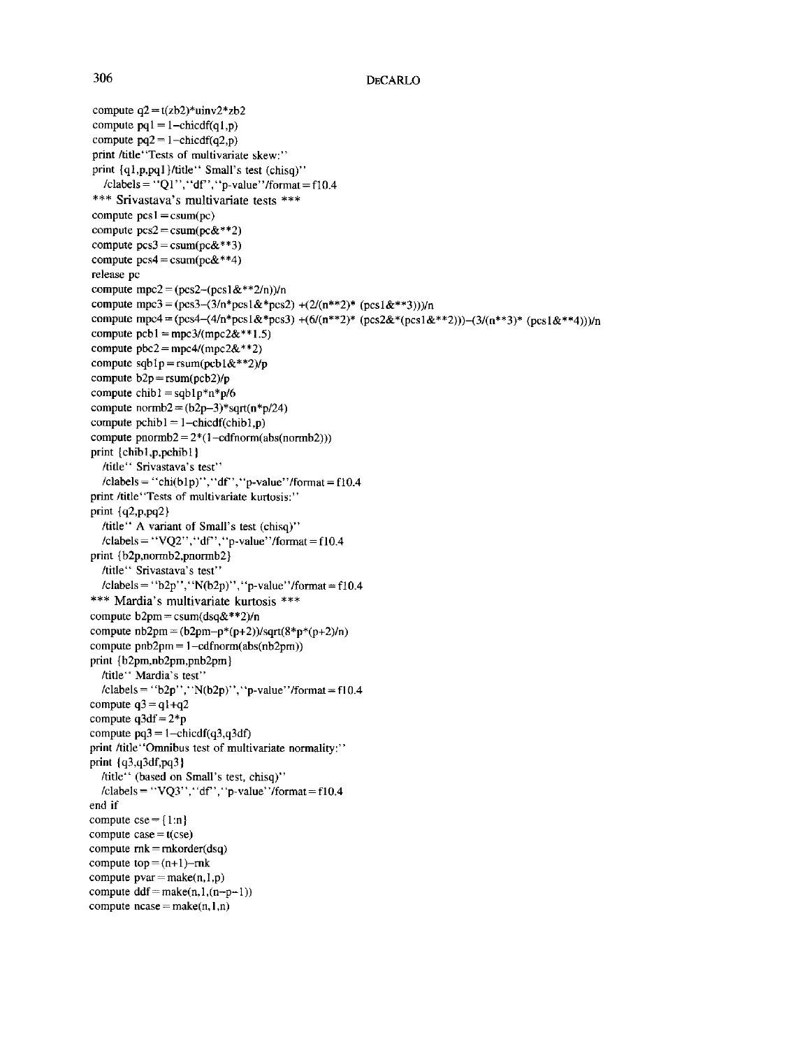```
compute q2 = t(zb2)*uinv2*zb2
compute pq1 = 1-chicdf(q1,p)
compute pq2 = 1-chicdf(q2,p)
print /title''Tests of multivariate skew:''
print {q1,p,pq1}/title'' Small's test (chisq)''
   /clabels = ''Q1'',''df'',''p-value''/format = f10.4
*** Srivastava's multivariate tests ***
compute pcs1 = csum(pc)
compute pcs2 = csum(pc&**2)
compute pcs3 = csum(pc&**3)
compute pcs4 = csum(pc&**4)
release pc
compute mpc2 = (pcs2-(pcs1&**2/n))/n
compute mpc3 = (pcs3-(3/n*pcs1&*pcs2) +(2/(n**2)* (pcs1&**3)))/n
compute mpc4 = (pcs4-(4/n*pcs1&*pcs3) +(6/(n**2)* (pcs2&*(pcs1&**2)))-(3/(n**3)* (pcs1&**4)))/n
compute pcb1 = mpc3/(mpc2&**1.5)
compute pbc2 = mpc4/(mpc2&**2)
compute sqb1p = rsum(pcb1&**2)/p
compute b2p = rsum(pcb2)/p
compute chib1 = sqb1p*n*p/6
compute normb2 = (b2p-3)*sqrt(n*p/24)
compute pchib1 = 1-chicdf(chib1,p)
compute pnormb2 = 2*(1-cdfnorm(abs(normb2)))
print {chib1,p,pchib1}
   /title'' Srivastava's test''
   /clabels = ''chi(b1p)'',''df'',''p-value''/format = f10.4
print /title''Tests of multivariate kurtosis:''
print {q2,p,pq2}
   /title'' A variant of Small's test (chisq)''
   /clabels = ''VQ2'',''df'',''p-value''/format = f10.4
print {b2p,normb2,pnormb2}
   /title'' Srivastava's test''
   /clabels = ''b2p'',''N(b2p)'',''p-value''/format = f10.4
*** Mardia's multivariate kurtosis ***
compute b2pm = csum(dsq&**2)/n
compute nb2pm = (b2pm-p*(p+2))/sqrt(8*p*(p+2)/n)
compute pnb2pm = 1-cdfnorm(abs(nb2pm))
print {b2pm,nb2pm,pnb2pm}
   /title'' Mardia's test''
   /clabels = ''b2p'',''N(b2p)'',''p-value''/format = f10.4
compute q3 = q1+q2
compute q3df = 2*p
compute pq3 = 1-chicdf(q3,q3df)
print /title''Omnibus test of multivariate normality:''
print {q3,q3df,pq3}
   /title'' (based on Small's test, chisq)''
   /clabels = ''VQ3'',''df'',''p-value''/format = f10.4
end if
compute cse = {1:n}
compute case = t(cse)
compute rnk = rnkorder(dsq)
compute top = (n+1)-rnk
compute pvar = make(n,1,p)
compute ddf = make(n,1,(n-p-1))
compute ncase = make(n,1,n)
```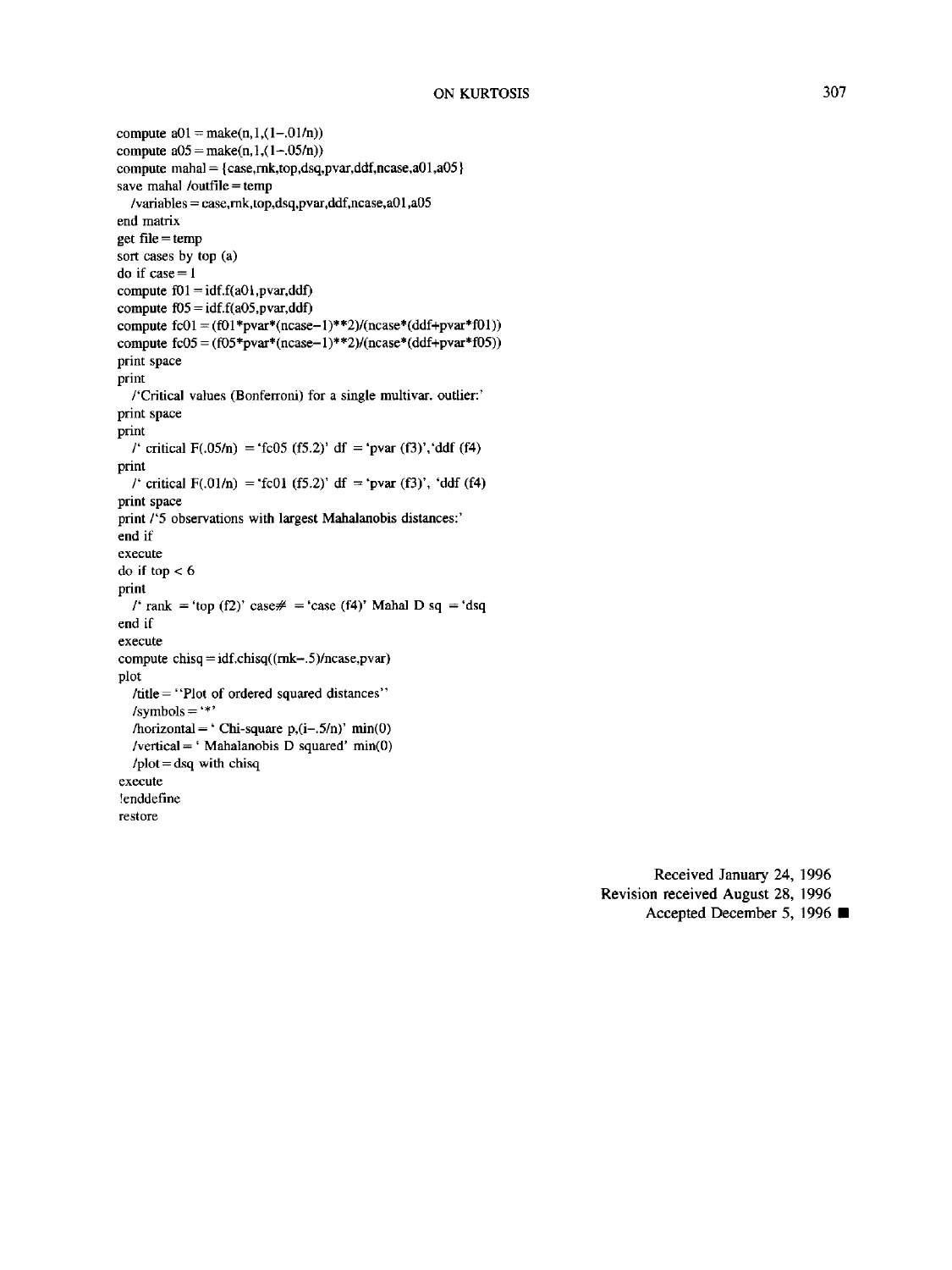```
compute a01 = make(n,1,(1-.01/n))
compute a05 = make(n,1,(1-.05/n))
compute mahal = {case,rnk,top,dsq,pvar,ddf,ncase,a01,a05}
save mahal /outfile = temp
   /variables = case,rnk,top,dsq,pvar,ddf,ncase,a01,a05
end matrix
get file = temp
sort cases by top (a)
do if case = 1
compute f01 = idf.f(a01,pvar,ddf)
compute f05 = idf.f(a05,pvar,ddf)
compute fc01 = (f01*pvar*(ncase-1)**2)/(ncase*(ddf+pvar*f01))
compute fc05 = (f05*pvar*(ncase-1)**2)/(ncase*(ddf+pvar*f05))
print space
print
   /'Critical values (Bonferroni) for a single multivar. outlier:'
print space
print
   /' critical F(.05/n) = 'fc05 (f5.2)' df = 'pvar (f3)','ddf (f4)
print
   /' critical F(.01/n) = 'fc01 (f5.2)' df = 'pvar (f3)', 'ddf (f4)
print space
print /'5 observations with largest Mahalanobis distances:'
end if
execute
do if top < 6
print
   /' rank = 'top (f2)' case# = 'case (f4)' Mahal D sq = 'dsq
end if
execute
compute chisq = idf.chisq((rnk-.5)/ncase,pvar)
plot
   /title = ''Plot of ordered squared distances''
   /symbols = '*'
   /horizontal = ' Chi-square p,(i-.5/n)' min(0)
   /vertical = ' Mahalanobis D squared' min(0)
   /plot = dsq with chisq
execute
!enddefine
restore
```

Received January 24, 1996
Revision received August 28, 1996
Accepted December 5, 1996 ■